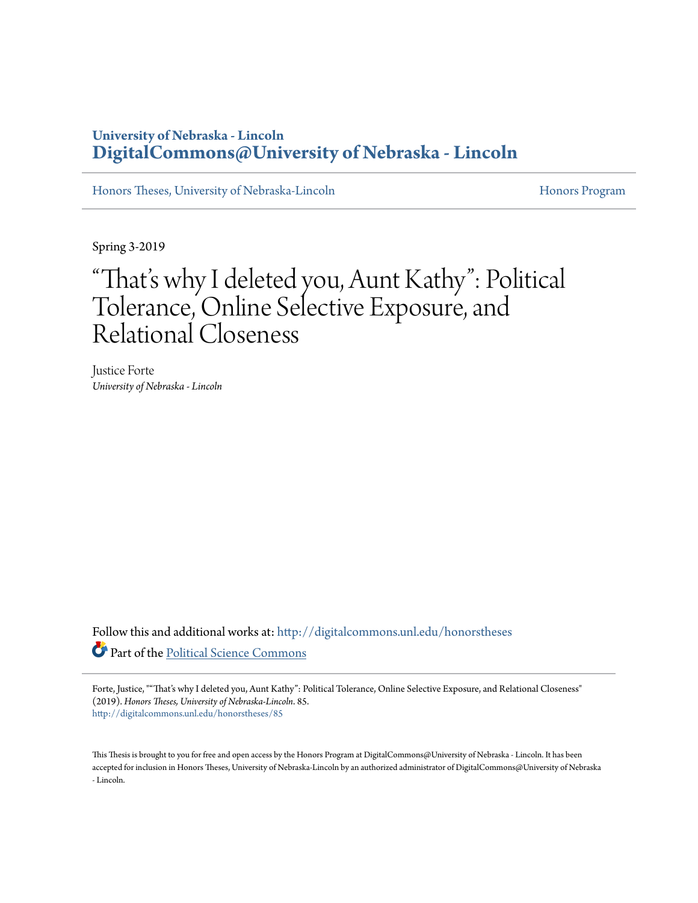University of Nebraska - Lincoln
**DigitalCommons@University of Nebraska - Lincoln**

Honors Theses, University of Nebraska-Lincoln | Honors Program

Spring 3-2019

# "That's why I deleted you, Aunt Kathy": Political Tolerance, Online Selective Exposure, and Relational Closeness

Justice Forte
*University of Nebraska - Lincoln*

Follow this and additional works at: http://digitalcommons.unl.edu/honorstheses

Part of the Political Science Commons

Forte, Justice, ""That's why I deleted you, Aunt Kathy": Political Tolerance, Online Selective Exposure, and Relational Closeness" (2019). *Honors Theses, University of Nebraska-Lincoln*. 85.
http://digitalcommons.unl.edu/honorstheses/85

This Thesis is brought to you for free and open access by the Honors Program at DigitalCommons@University of Nebraska - Lincoln. It has been accepted for inclusion in Honors Theses, University of Nebraska-Lincoln by an authorized administrator of DigitalCommons@University of Nebraska - Lincoln.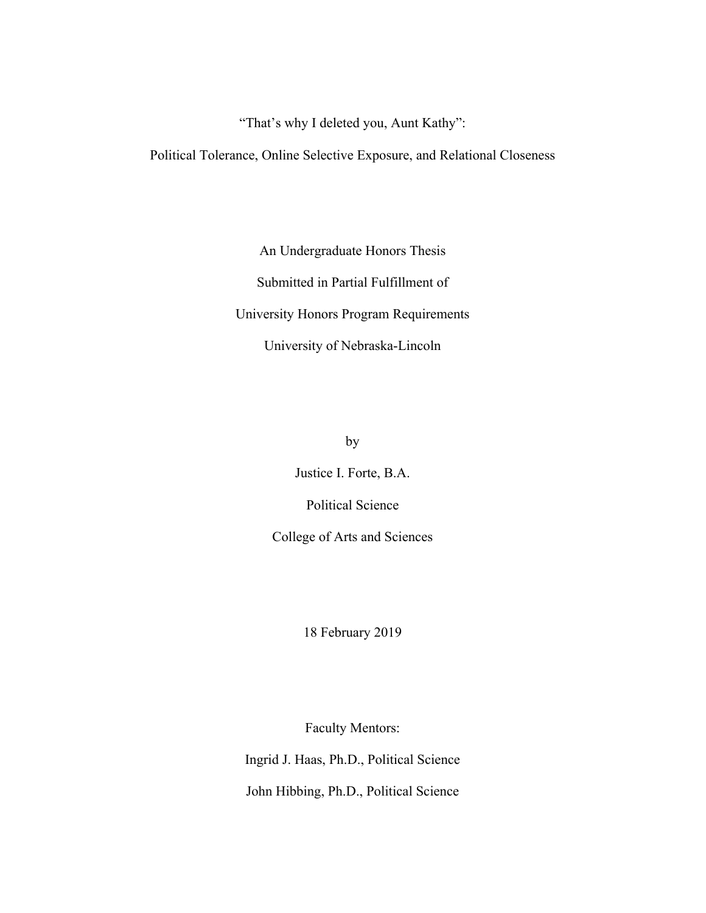"That's why I deleted you, Aunt Kathy":

Political Tolerance, Online Selective Exposure, and Relational Closeness

An Undergraduate Honors Thesis

Submitted in Partial Fulfillment of

University Honors Program Requirements

University of Nebraska-Lincoln

by

Justice I. Forte, B.A.

Political Science

College of Arts and Sciences

18 February 2019

Faculty Mentors:

Ingrid J. Haas, Ph.D., Political Science

John Hibbing, Ph.D., Political Science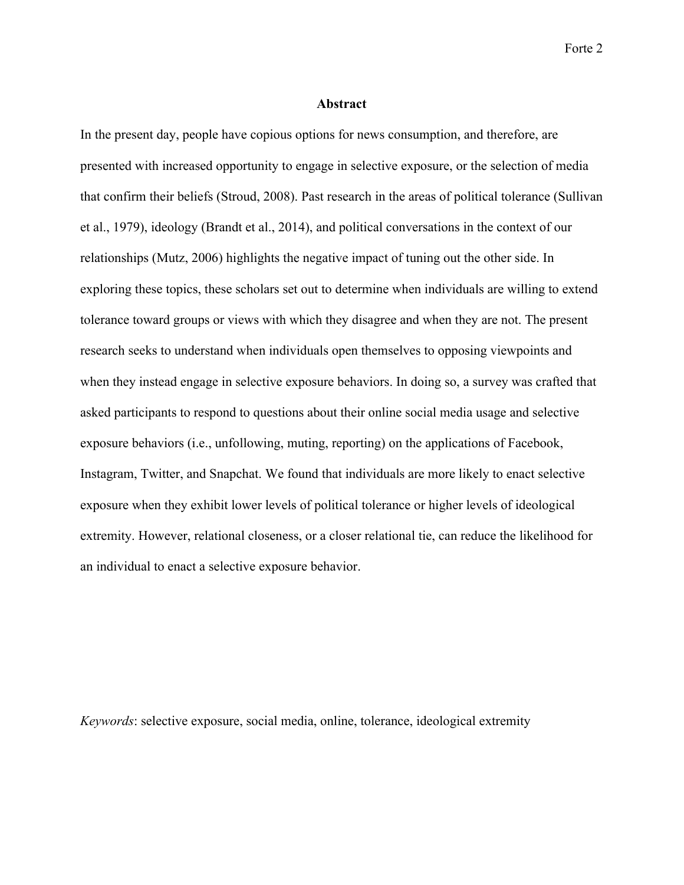## Abstract

In the present day, people have copious options for news consumption, and therefore, are presented with increased opportunity to engage in selective exposure, or the selection of media that confirm their beliefs (Stroud, 2008). Past research in the areas of political tolerance (Sullivan et al., 1979), ideology (Brandt et al., 2014), and political conversations in the context of our relationships (Mutz, 2006) highlights the negative impact of tuning out the other side. In exploring these topics, these scholars set out to determine when individuals are willing to extend tolerance toward groups or views with which they disagree and when they are not. The present research seeks to understand when individuals open themselves to opposing viewpoints and when they instead engage in selective exposure behaviors. In doing so, a survey was crafted that asked participants to respond to questions about their online social media usage and selective exposure behaviors (i.e., unfollowing, muting, reporting) on the applications of Facebook, Instagram, Twitter, and Snapchat. We found that individuals are more likely to enact selective exposure when they exhibit lower levels of political tolerance or higher levels of ideological extremity. However, relational closeness, or a closer relational tie, can reduce the likelihood for an individual to enact a selective exposure behavior.

*Keywords*: selective exposure, social media, online, tolerance, ideological extremity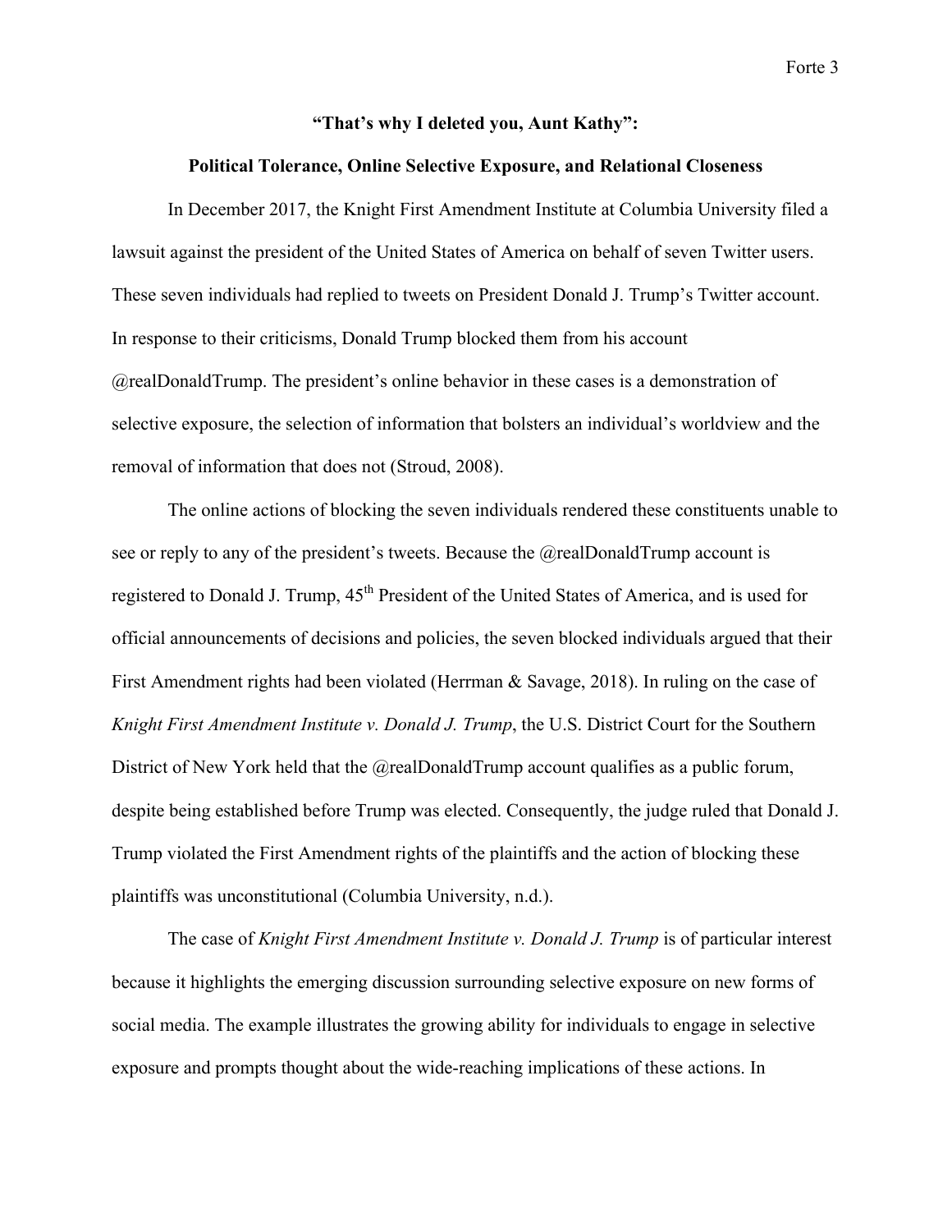## "That's why I deleted you, Aunt Kathy": Political Tolerance, Online Selective Exposure, and Relational Closeness

In December 2017, the Knight First Amendment Institute at Columbia University filed a lawsuit against the president of the United States of America on behalf of seven Twitter users. These seven individuals had replied to tweets on President Donald J. Trump's Twitter account. In response to their criticisms, Donald Trump blocked them from his account @realDonaldTrump. The president's online behavior in these cases is a demonstration of selective exposure, the selection of information that bolsters an individual's worldview and the removal of information that does not (Stroud, 2008).

The online actions of blocking the seven individuals rendered these constituents unable to see or reply to any of the president's tweets. Because the @realDonaldTrump account is registered to Donald J. Trump, 45th President of the United States of America, and is used for official announcements of decisions and policies, the seven blocked individuals argued that their First Amendment rights had been violated (Herrman & Savage, 2018). In ruling on the case of *Knight First Amendment Institute v. Donald J. Trump*, the U.S. District Court for the Southern District of New York held that the @realDonaldTrump account qualifies as a public forum, despite being established before Trump was elected. Consequently, the judge ruled that Donald J. Trump violated the First Amendment rights of the plaintiffs and the action of blocking these plaintiffs was unconstitutional (Columbia University, n.d.).

The case of *Knight First Amendment Institute v. Donald J. Trump* is of particular interest because it highlights the emerging discussion surrounding selective exposure on new forms of social media. The example illustrates the growing ability for individuals to engage in selective exposure and prompts thought about the wide-reaching implications of these actions. In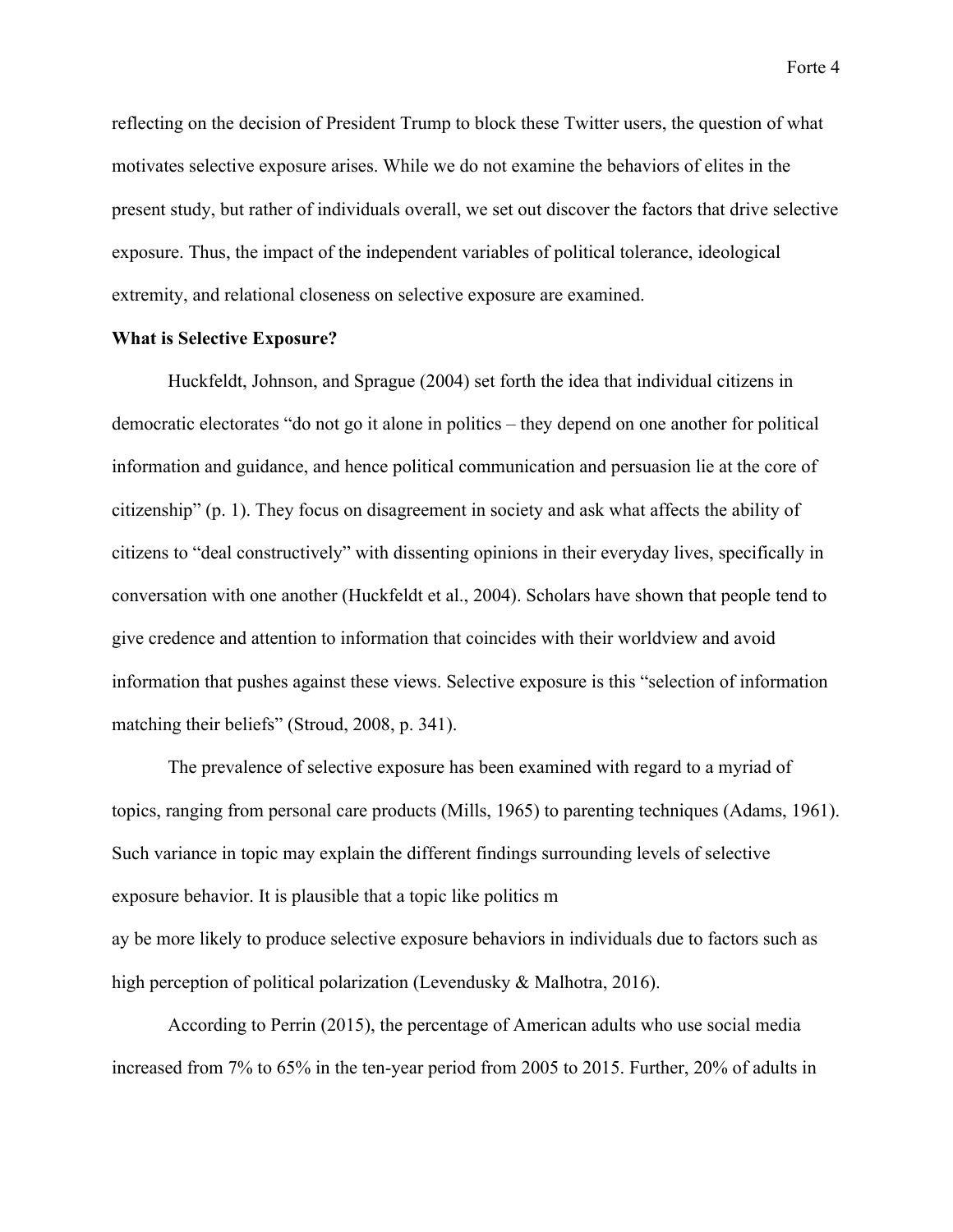reflecting on the decision of President Trump to block these Twitter users, the question of what motivates selective exposure arises. While we do not examine the behaviors of elites in the present study, but rather of individuals overall, we set out discover the factors that drive selective exposure. Thus, the impact of the independent variables of political tolerance, ideological extremity, and relational closeness on selective exposure are examined.

**What is Selective Exposure?**

Huckfeldt, Johnson, and Sprague (2004) set forth the idea that individual citizens in democratic electorates "do not go it alone in politics – they depend on one another for political information and guidance, and hence political communication and persuasion lie at the core of citizenship" (p. 1). They focus on disagreement in society and ask what affects the ability of citizens to "deal constructively" with dissenting opinions in their everyday lives, specifically in conversation with one another (Huckfeldt et al., 2004). Scholars have shown that people tend to give credence and attention to information that coincides with their worldview and avoid information that pushes against these views. Selective exposure is this "selection of information matching their beliefs" (Stroud, 2008, p. 341).

The prevalence of selective exposure has been examined with regard to a myriad of topics, ranging from personal care products (Mills, 1965) to parenting techniques (Adams, 1961). Such variance in topic may explain the different findings surrounding levels of selective exposure behavior. It is plausible that a topic like politics m
ay be more likely to produce selective exposure behaviors in individuals due to factors such as high perception of political polarization (Levendusky & Malhotra, 2016).

According to Perrin (2015), the percentage of American adults who use social media increased from 7% to 65% in the ten-year period from 2005 to 2015. Further, 20% of adults in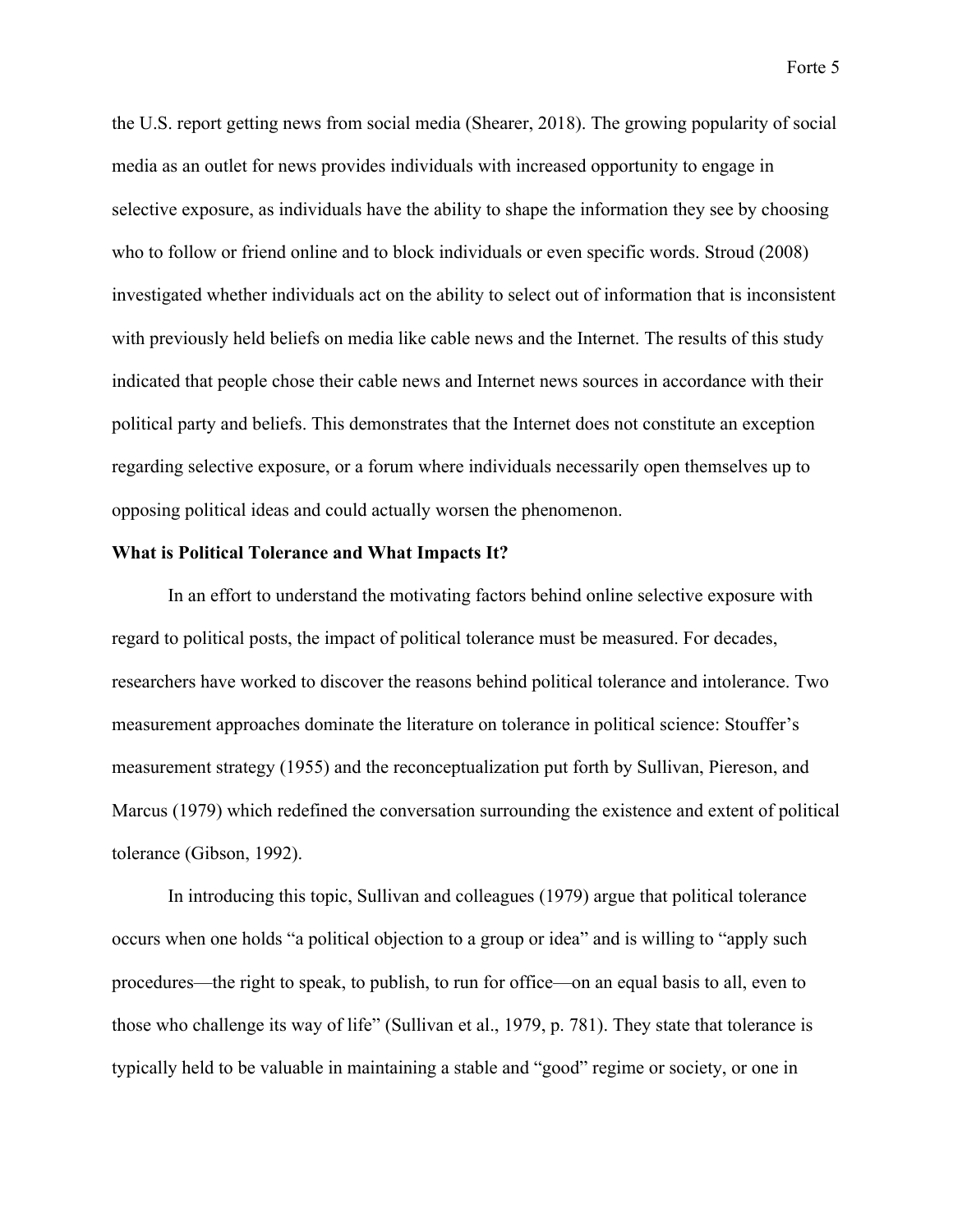the U.S. report getting news from social media (Shearer, 2018). The growing popularity of social media as an outlet for news provides individuals with increased opportunity to engage in selective exposure, as individuals have the ability to shape the information they see by choosing who to follow or friend online and to block individuals or even specific words. Stroud (2008) investigated whether individuals act on the ability to select out of information that is inconsistent with previously held beliefs on media like cable news and the Internet. The results of this study indicated that people chose their cable news and Internet news sources in accordance with their political party and beliefs. This demonstrates that the Internet does not constitute an exception regarding selective exposure, or a forum where individuals necessarily open themselves up to opposing political ideas and could actually worsen the phenomenon.

**What is Political Tolerance and What Impacts It?**

In an effort to understand the motivating factors behind online selective exposure with regard to political posts, the impact of political tolerance must be measured. For decades, researchers have worked to discover the reasons behind political tolerance and intolerance. Two measurement approaches dominate the literature on tolerance in political science: Stouffer's measurement strategy (1955) and the reconceptualization put forth by Sullivan, Piereson, and Marcus (1979) which redefined the conversation surrounding the existence and extent of political tolerance (Gibson, 1992).

In introducing this topic, Sullivan and colleagues (1979) argue that political tolerance occurs when one holds "a political objection to a group or idea" and is willing to "apply such procedures—the right to speak, to publish, to run for office—on an equal basis to all, even to those who challenge its way of life" (Sullivan et al., 1979, p. 781). They state that tolerance is typically held to be valuable in maintaining a stable and "good" regime or society, or one in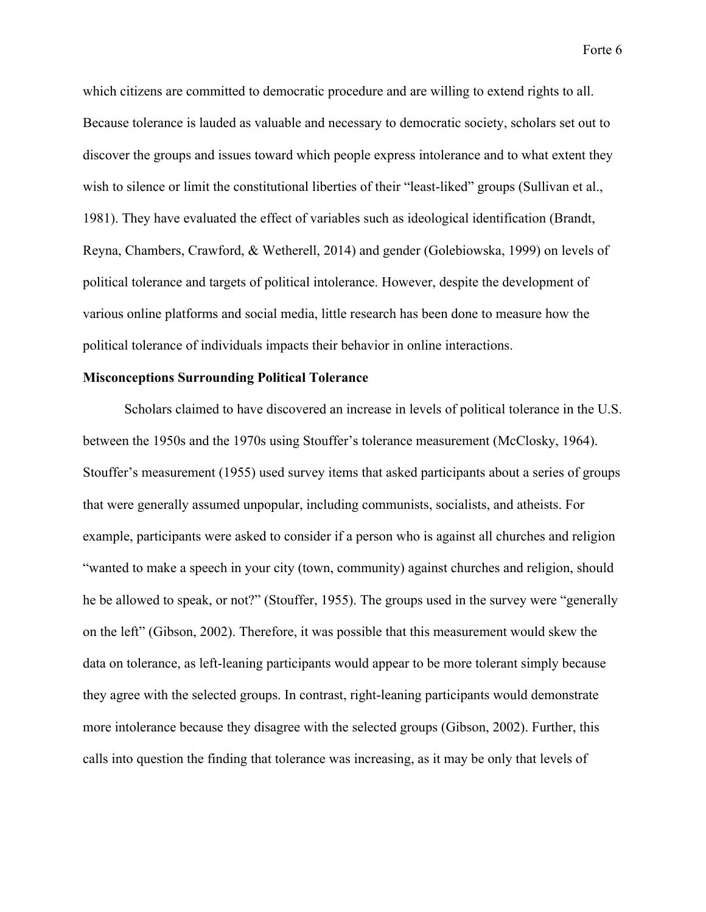which citizens are committed to democratic procedure and are willing to extend rights to all. Because tolerance is lauded as valuable and necessary to democratic society, scholars set out to discover the groups and issues toward which people express intolerance and to what extent they wish to silence or limit the constitutional liberties of their "least-liked" groups (Sullivan et al., 1981). They have evaluated the effect of variables such as ideological identification (Brandt, Reyna, Chambers, Crawford, & Wetherell, 2014) and gender (Golebiowska, 1999) on levels of political tolerance and targets of political intolerance. However, despite the development of various online platforms and social media, little research has been done to measure how the political tolerance of individuals impacts their behavior in online interactions.

**Misconceptions Surrounding Political Tolerance**

Scholars claimed to have discovered an increase in levels of political tolerance in the U.S. between the 1950s and the 1970s using Stouffer's tolerance measurement (McClosky, 1964). Stouffer's measurement (1955) used survey items that asked participants about a series of groups that were generally assumed unpopular, including communists, socialists, and atheists. For example, participants were asked to consider if a person who is against all churches and religion "wanted to make a speech in your city (town, community) against churches and religion, should he be allowed to speak, or not?" (Stouffer, 1955). The groups used in the survey were "generally on the left" (Gibson, 2002). Therefore, it was possible that this measurement would skew the data on tolerance, as left-leaning participants would appear to be more tolerant simply because they agree with the selected groups. In contrast, right-leaning participants would demonstrate more intolerance because they disagree with the selected groups (Gibson, 2002). Further, this calls into question the finding that tolerance was increasing, as it may be only that levels of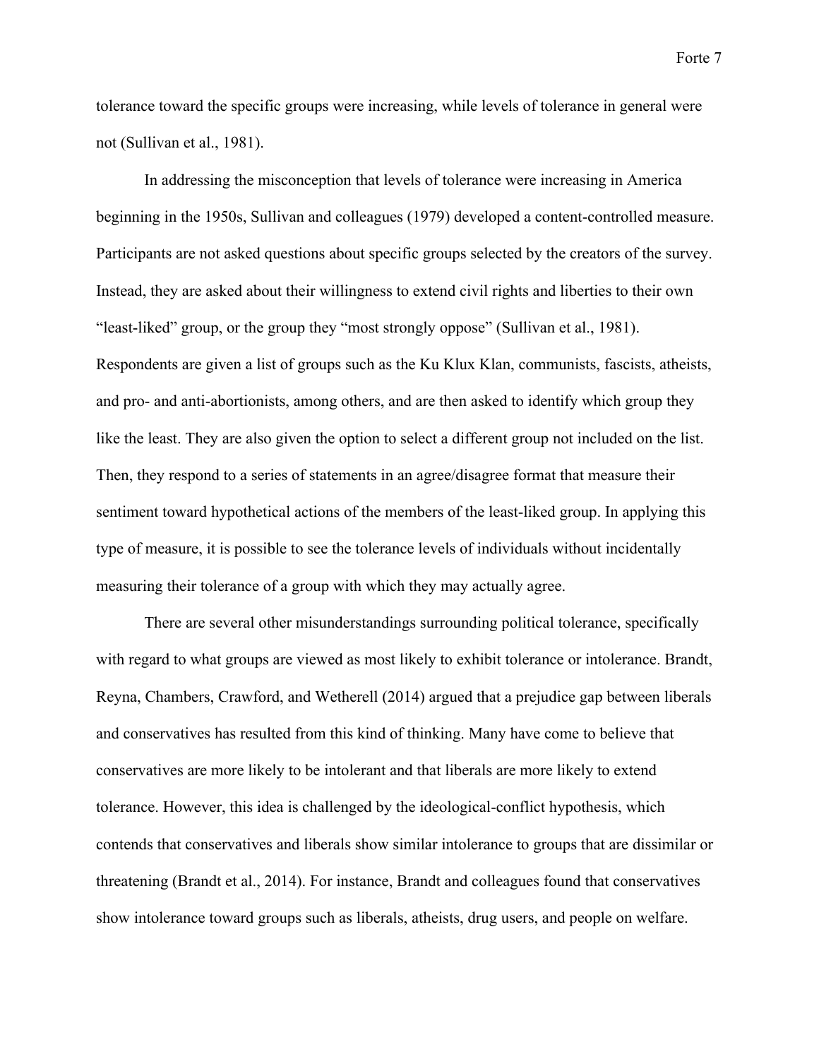tolerance toward the specific groups were increasing, while levels of tolerance in general were not (Sullivan et al., 1981).

In addressing the misconception that levels of tolerance were increasing in America beginning in the 1950s, Sullivan and colleagues (1979) developed a content-controlled measure. Participants are not asked questions about specific groups selected by the creators of the survey. Instead, they are asked about their willingness to extend civil rights and liberties to their own "least-liked" group, or the group they "most strongly oppose" (Sullivan et al., 1981). Respondents are given a list of groups such as the Ku Klux Klan, communists, fascists, atheists, and pro- and anti-abortionists, among others, and are then asked to identify which group they like the least. They are also given the option to select a different group not included on the list. Then, they respond to a series of statements in an agree/disagree format that measure their sentiment toward hypothetical actions of the members of the least-liked group. In applying this type of measure, it is possible to see the tolerance levels of individuals without incidentally measuring their tolerance of a group with which they may actually agree.

There are several other misunderstandings surrounding political tolerance, specifically with regard to what groups are viewed as most likely to exhibit tolerance or intolerance. Brandt, Reyna, Chambers, Crawford, and Wetherell (2014) argued that a prejudice gap between liberals and conservatives has resulted from this kind of thinking. Many have come to believe that conservatives are more likely to be intolerant and that liberals are more likely to extend tolerance. However, this idea is challenged by the ideological-conflict hypothesis, which contends that conservatives and liberals show similar intolerance to groups that are dissimilar or threatening (Brandt et al., 2014). For instance, Brandt and colleagues found that conservatives show intolerance toward groups such as liberals, atheists, drug users, and people on welfare.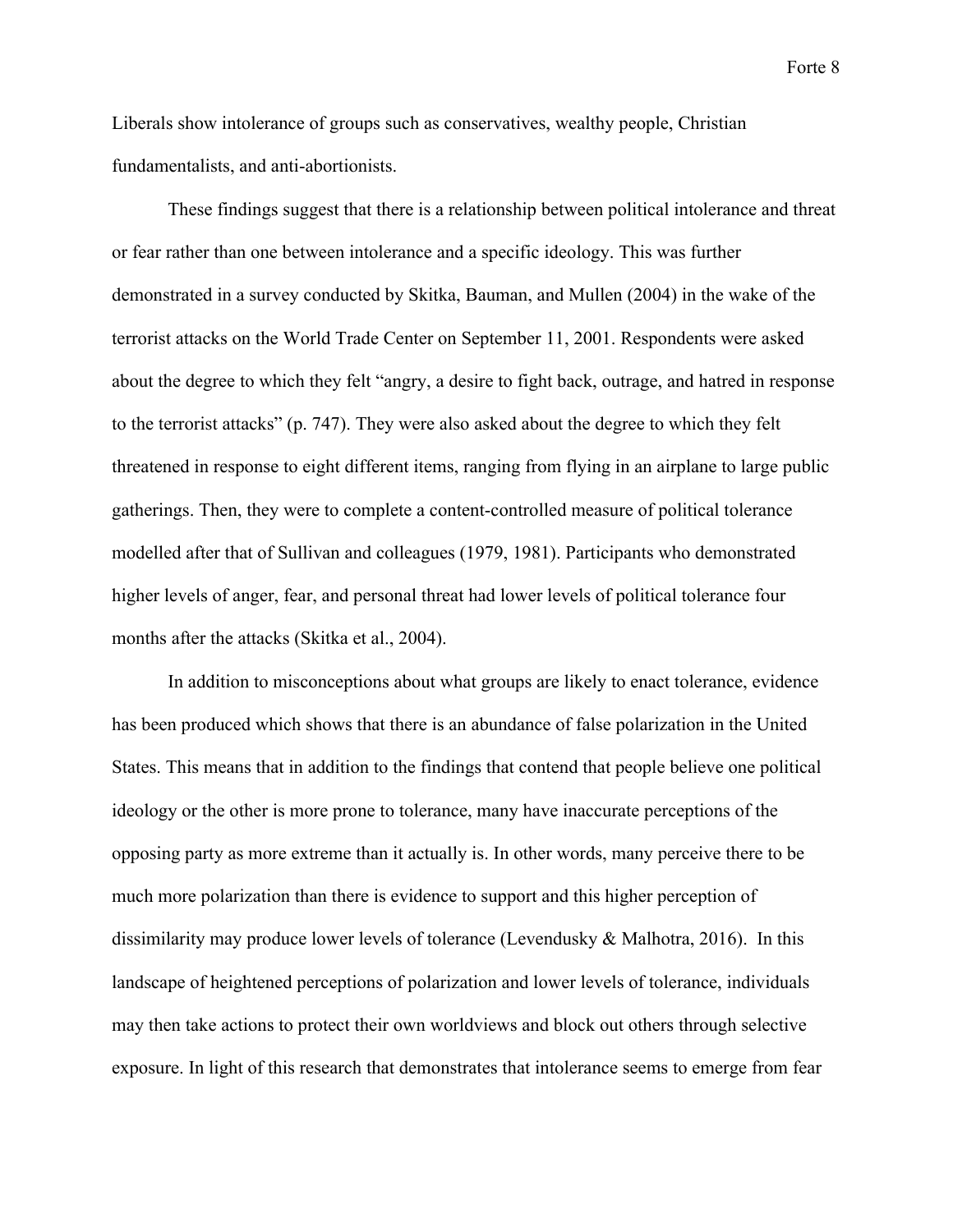Liberals show intolerance of groups such as conservatives, wealthy people, Christian fundamentalists, and anti-abortionists.

These findings suggest that there is a relationship between political intolerance and threat or fear rather than one between intolerance and a specific ideology. This was further demonstrated in a survey conducted by Skitka, Bauman, and Mullen (2004) in the wake of the terrorist attacks on the World Trade Center on September 11, 2001. Respondents were asked about the degree to which they felt "angry, a desire to fight back, outrage, and hatred in response to the terrorist attacks" (p. 747). They were also asked about the degree to which they felt threatened in response to eight different items, ranging from flying in an airplane to large public gatherings. Then, they were to complete a content-controlled measure of political tolerance modelled after that of Sullivan and colleagues (1979, 1981). Participants who demonstrated higher levels of anger, fear, and personal threat had lower levels of political tolerance four months after the attacks (Skitka et al., 2004).

In addition to misconceptions about what groups are likely to enact tolerance, evidence has been produced which shows that there is an abundance of false polarization in the United States. This means that in addition to the findings that contend that people believe one political ideology or the other is more prone to tolerance, many have inaccurate perceptions of the opposing party as more extreme than it actually is. In other words, many perceive there to be much more polarization than there is evidence to support and this higher perception of dissimilarity may produce lower levels of tolerance (Levendusky & Malhotra, 2016). In this landscape of heightened perceptions of polarization and lower levels of tolerance, individuals may then take actions to protect their own worldviews and block out others through selective exposure. In light of this research that demonstrates that intolerance seems to emerge from fear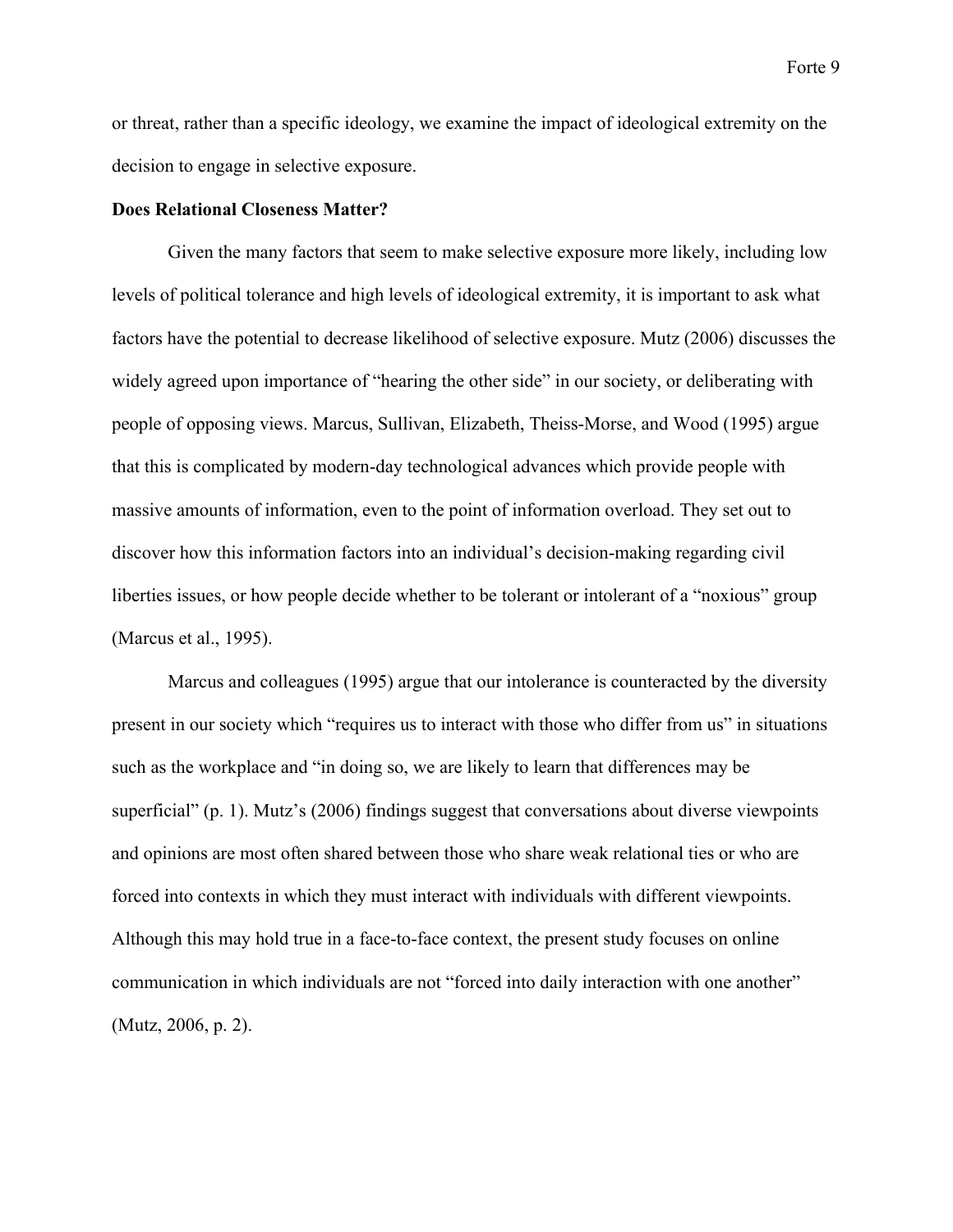or threat, rather than a specific ideology, we examine the impact of ideological extremity on the decision to engage in selective exposure.

**Does Relational Closeness Matter?**

Given the many factors that seem to make selective exposure more likely, including low levels of political tolerance and high levels of ideological extremity, it is important to ask what factors have the potential to decrease likelihood of selective exposure. Mutz (2006) discusses the widely agreed upon importance of "hearing the other side" in our society, or deliberating with people of opposing views. Marcus, Sullivan, Elizabeth, Theiss-Morse, and Wood (1995) argue that this is complicated by modern-day technological advances which provide people with massive amounts of information, even to the point of information overload. They set out to discover how this information factors into an individual's decision-making regarding civil liberties issues, or how people decide whether to be tolerant or intolerant of a "noxious" group (Marcus et al., 1995).

Marcus and colleagues (1995) argue that our intolerance is counteracted by the diversity present in our society which "requires us to interact with those who differ from us" in situations such as the workplace and "in doing so, we are likely to learn that differences may be superficial" (p. 1). Mutz's (2006) findings suggest that conversations about diverse viewpoints and opinions are most often shared between those who share weak relational ties or who are forced into contexts in which they must interact with individuals with different viewpoints. Although this may hold true in a face-to-face context, the present study focuses on online communication in which individuals are not "forced into daily interaction with one another" (Mutz, 2006, p. 2).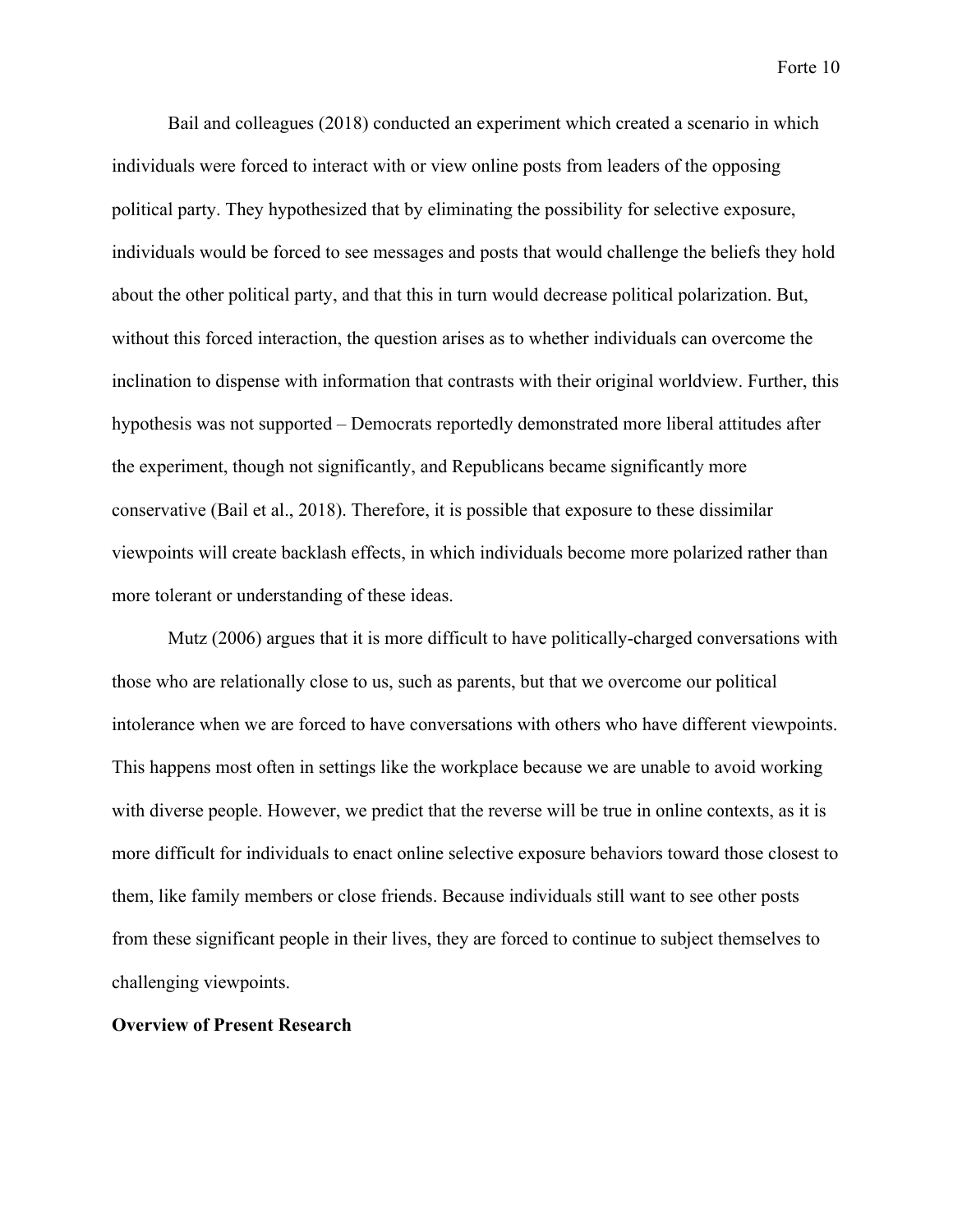Bail and colleagues (2018) conducted an experiment which created a scenario in which individuals were forced to interact with or view online posts from leaders of the opposing political party. They hypothesized that by eliminating the possibility for selective exposure, individuals would be forced to see messages and posts that would challenge the beliefs they hold about the other political party, and that this in turn would decrease political polarization. But, without this forced interaction, the question arises as to whether individuals can overcome the inclination to dispense with information that contrasts with their original worldview. Further, this hypothesis was not supported – Democrats reportedly demonstrated more liberal attitudes after the experiment, though not significantly, and Republicans became significantly more conservative (Bail et al., 2018). Therefore, it is possible that exposure to these dissimilar viewpoints will create backlash effects, in which individuals become more polarized rather than more tolerant or understanding of these ideas.

Mutz (2006) argues that it is more difficult to have politically-charged conversations with those who are relationally close to us, such as parents, but that we overcome our political intolerance when we are forced to have conversations with others who have different viewpoints. This happens most often in settings like the workplace because we are unable to avoid working with diverse people. However, we predict that the reverse will be true in online contexts, as it is more difficult for individuals to enact online selective exposure behaviors toward those closest to them, like family members or close friends. Because individuals still want to see other posts from these significant people in their lives, they are forced to continue to subject themselves to challenging viewpoints.

**Overview of Present Research**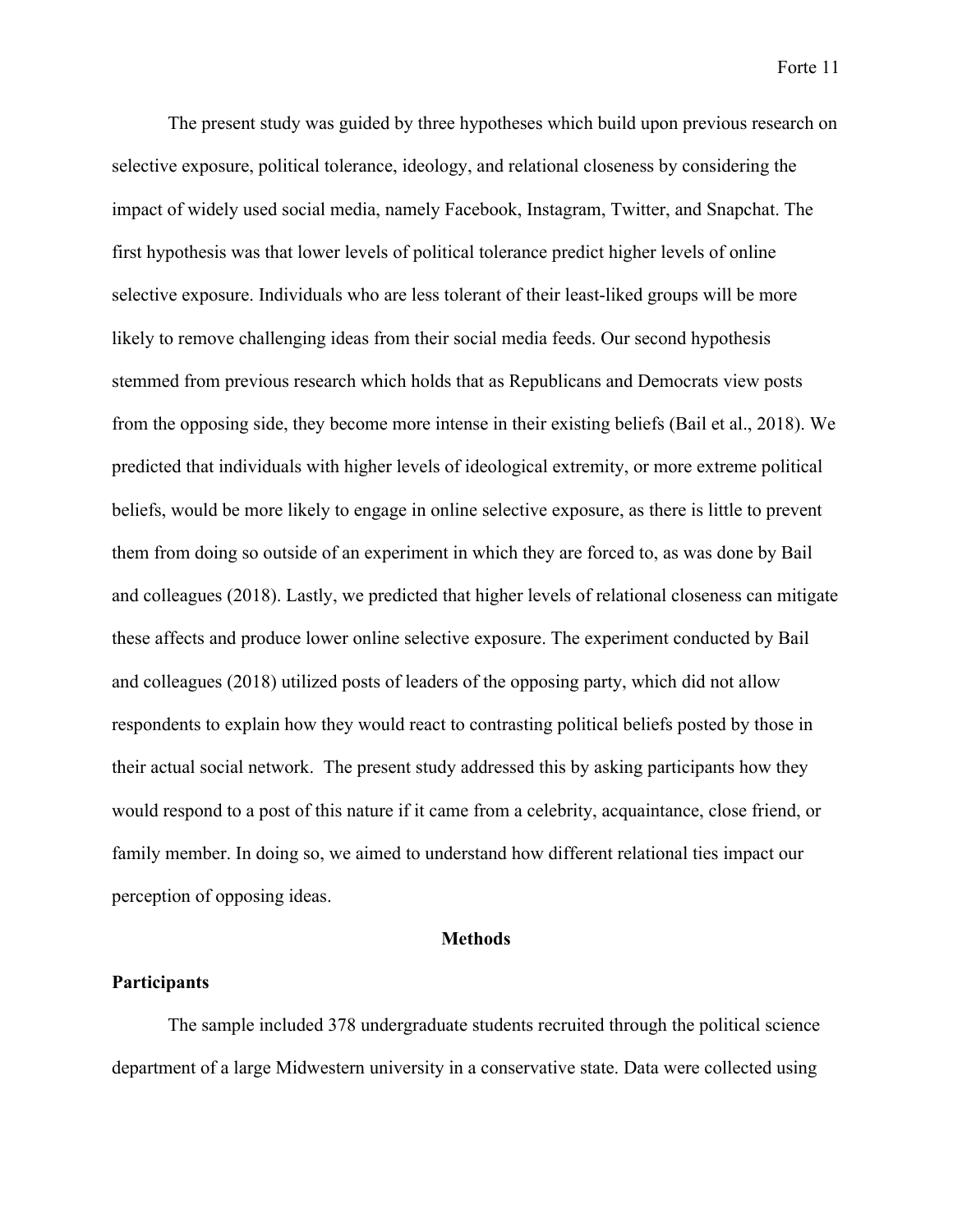The present study was guided by three hypotheses which build upon previous research on selective exposure, political tolerance, ideology, and relational closeness by considering the impact of widely used social media, namely Facebook, Instagram, Twitter, and Snapchat. The first hypothesis was that lower levels of political tolerance predict higher levels of online selective exposure. Individuals who are less tolerant of their least-liked groups will be more likely to remove challenging ideas from their social media feeds. Our second hypothesis stemmed from previous research which holds that as Republicans and Democrats view posts from the opposing side, they become more intense in their existing beliefs (Bail et al., 2018). We predicted that individuals with higher levels of ideological extremity, or more extreme political beliefs, would be more likely to engage in online selective exposure, as there is little to prevent them from doing so outside of an experiment in which they are forced to, as was done by Bail and colleagues (2018). Lastly, we predicted that higher levels of relational closeness can mitigate these affects and produce lower online selective exposure. The experiment conducted by Bail and colleagues (2018) utilized posts of leaders of the opposing party, which did not allow respondents to explain how they would react to contrasting political beliefs posted by those in their actual social network. The present study addressed this by asking participants how they would respond to a post of this nature if it came from a celebrity, acquaintance, close friend, or family member. In doing so, we aimed to understand how different relational ties impact our perception of opposing ideas.

## Methods

### Participants

The sample included 378 undergraduate students recruited through the political science department of a large Midwestern university in a conservative state. Data were collected using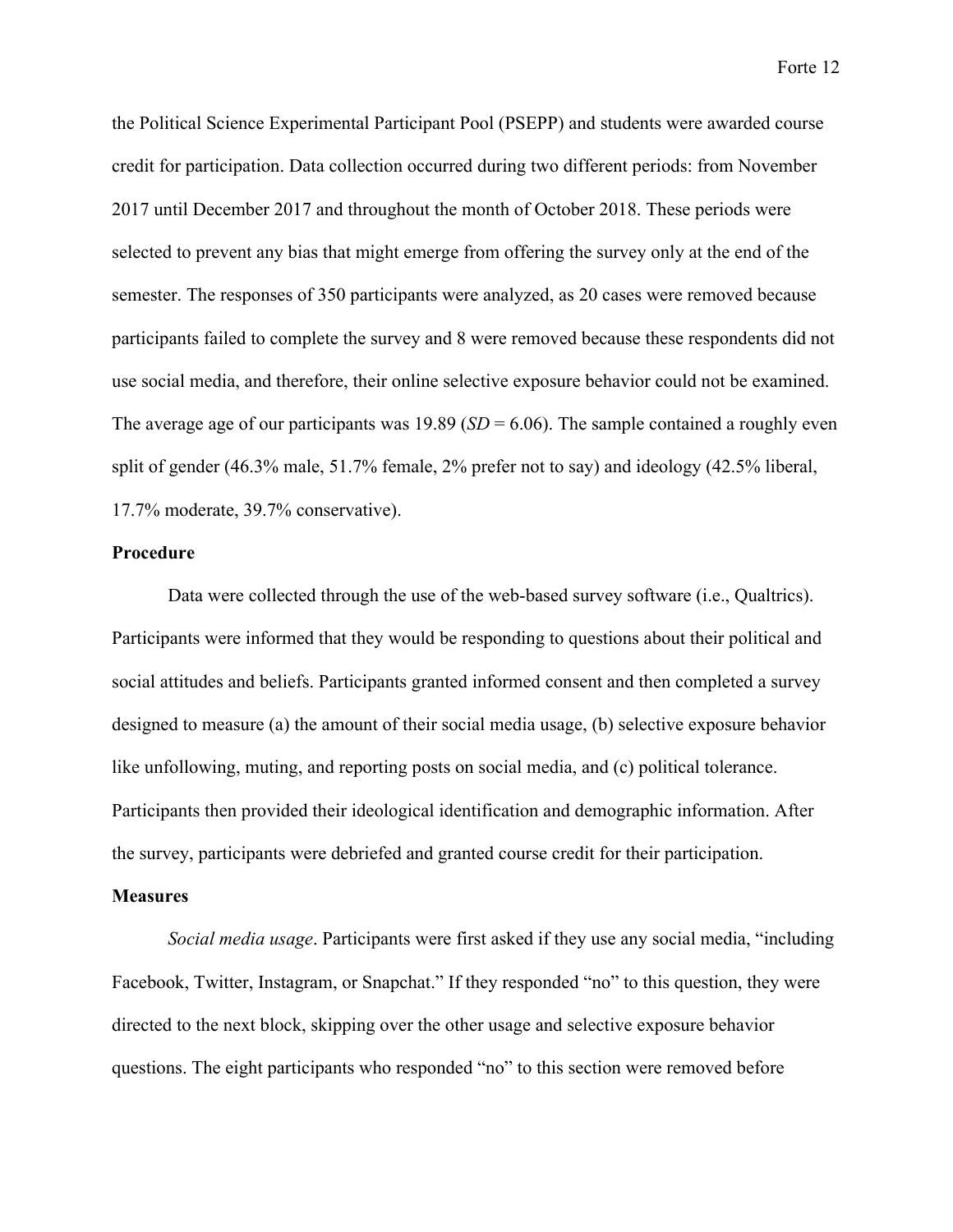the Political Science Experimental Participant Pool (PSEPP) and students were awarded course credit for participation. Data collection occurred during two different periods: from November 2017 until December 2017 and throughout the month of October 2018. These periods were selected to prevent any bias that might emerge from offering the survey only at the end of the semester. The responses of 350 participants were analyzed, as 20 cases were removed because participants failed to complete the survey and 8 were removed because these respondents did not use social media, and therefore, their online selective exposure behavior could not be examined. The average age of our participants was 19.89 (*SD* = 6.06). The sample contained a roughly even split of gender (46.3% male, 51.7% female, 2% prefer not to say) and ideology (42.5% liberal, 17.7% moderate, 39.7% conservative).

**Procedure**

Data were collected through the use of the web-based survey software (i.e., Qualtrics). Participants were informed that they would be responding to questions about their political and social attitudes and beliefs. Participants granted informed consent and then completed a survey designed to measure (a) the amount of their social media usage, (b) selective exposure behavior like unfollowing, muting, and reporting posts on social media, and (c) political tolerance. Participants then provided their ideological identification and demographic information. After the survey, participants were debriefed and granted course credit for their participation.

**Measures**

*Social media usage*. Participants were first asked if they use any social media, "including Facebook, Twitter, Instagram, or Snapchat." If they responded "no" to this question, they were directed to the next block, skipping over the other usage and selective exposure behavior questions. The eight participants who responded "no" to this section were removed before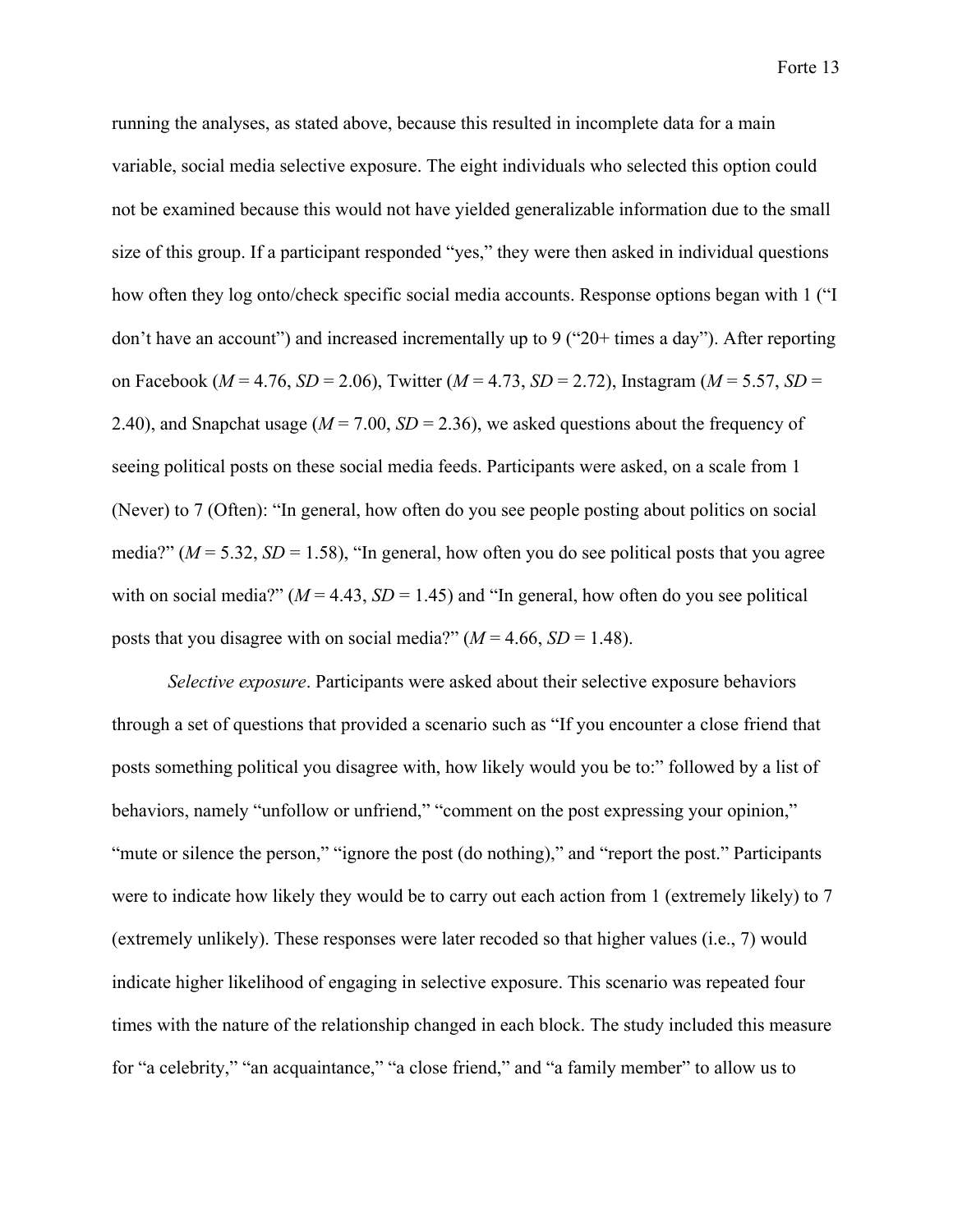running the analyses, as stated above, because this resulted in incomplete data for a main variable, social media selective exposure. The eight individuals who selected this option could not be examined because this would not have yielded generalizable information due to the small size of this group. If a participant responded "yes," they were then asked in individual questions how often they log onto/check specific social media accounts. Response options began with 1 ("I don't have an account") and increased incrementally up to 9 ("20+ times a day"). After reporting on Facebook ($M$ = 4.76, $SD$ = 2.06), Twitter ($M$ = 4.73, $SD$ = 2.72), Instagram ($M$ = 5.57, $SD$ = 2.40), and Snapchat usage ($M$ = 7.00, $SD$ = 2.36), we asked questions about the frequency of seeing political posts on these social media feeds. Participants were asked, on a scale from 1 (Never) to 7 (Often): "In general, how often do you see people posting about politics on social media?" ($M$ = 5.32, $SD$ = 1.58), "In general, how often you do see political posts that you agree with on social media?" ($M$ = 4.43, $SD$ = 1.45) and "In general, how often do you see political posts that you disagree with on social media?" ($M$ = 4.66, $SD$ = 1.48).

*Selective exposure*. Participants were asked about their selective exposure behaviors through a set of questions that provided a scenario such as "If you encounter a close friend that posts something political you disagree with, how likely would you be to:" followed by a list of behaviors, namely "unfollow or unfriend," "comment on the post expressing your opinion," "mute or silence the person," "ignore the post (do nothing)," and "report the post." Participants were to indicate how likely they would be to carry out each action from 1 (extremely likely) to 7 (extremely unlikely). These responses were later recoded so that higher values (i.e., 7) would indicate higher likelihood of engaging in selective exposure. This scenario was repeated four times with the nature of the relationship changed in each block. The study included this measure for "a celebrity," "an acquaintance," "a close friend," and "a family member" to allow us to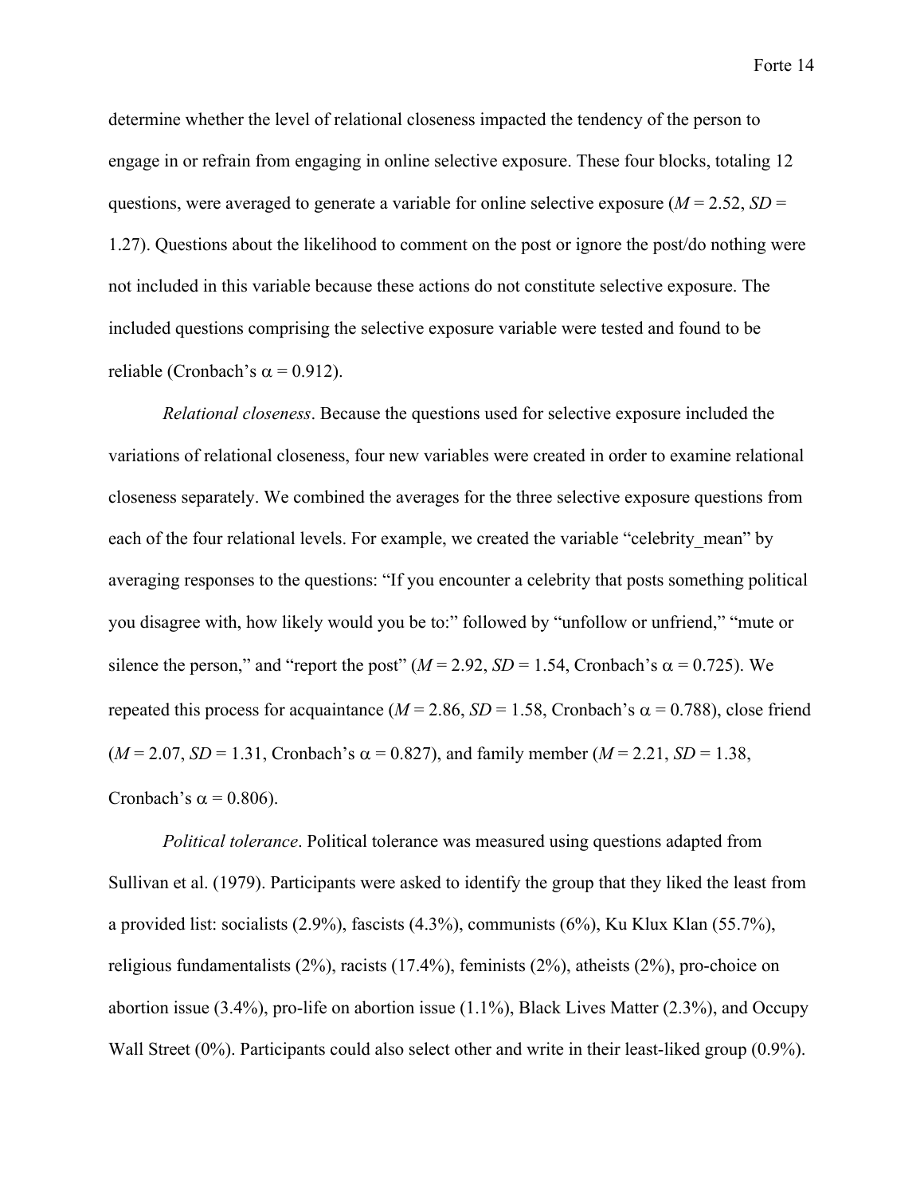determine whether the level of relational closeness impacted the tendency of the person to engage in or refrain from engaging in online selective exposure. These four blocks, totaling 12 questions, were averaged to generate a variable for online selective exposure ($M = 2.52$, $SD = 1.27$). Questions about the likelihood to comment on the post or ignore the post/do nothing were not included in this variable because these actions do not constitute selective exposure. The included questions comprising the selective exposure variable were tested and found to be reliable (Cronbach's $\alpha = 0.912$).

*Relational closeness*. Because the questions used for selective exposure included the variations of relational closeness, four new variables were created in order to examine relational closeness separately. We combined the averages for the three selective exposure questions from each of the four relational levels. For example, we created the variable "celebrity_mean" by averaging responses to the questions: "If you encounter a celebrity that posts something political you disagree with, how likely would you be to:" followed by "unfollow or unfriend," "mute or silence the person," and "report the post" ($M = 2.92$, $SD = 1.54$, Cronbach's $\alpha = 0.725$). We repeated this process for acquaintance ($M = 2.86$, $SD = 1.58$, Cronbach's $\alpha = 0.788$), close friend ($M = 2.07$, $SD = 1.31$, Cronbach's $\alpha = 0.827$), and family member ($M = 2.21$, $SD = 1.38$, Cronbach's $\alpha = 0.806$).

*Political tolerance*. Political tolerance was measured using questions adapted from Sullivan et al. (1979). Participants were asked to identify the group that they liked the least from a provided list: socialists (2.9%), fascists (4.3%), communists (6%), Ku Klux Klan (55.7%), religious fundamentalists (2%), racists (17.4%), feminists (2%), atheists (2%), pro-choice on abortion issue (3.4%), pro-life on abortion issue (1.1%), Black Lives Matter (2.3%), and Occupy Wall Street (0%). Participants could also select other and write in their least-liked group (0.9%).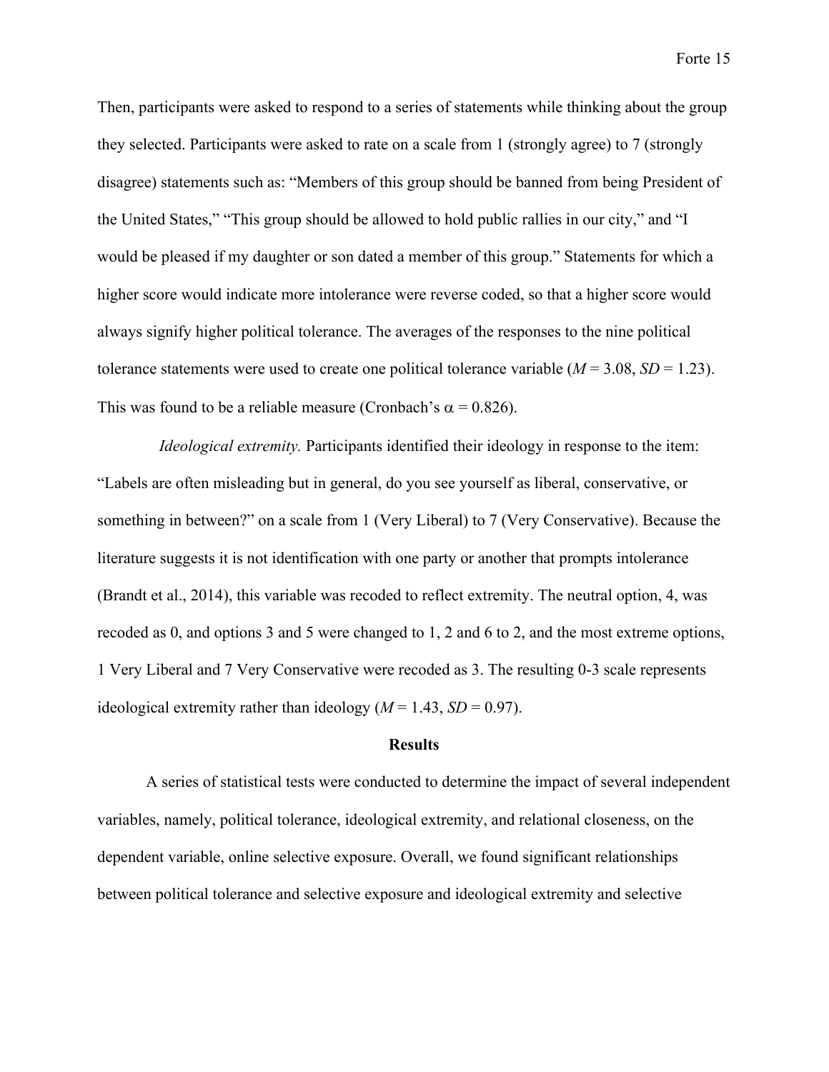Then, participants were asked to respond to a series of statements while thinking about the group they selected. Participants were asked to rate on a scale from 1 (strongly agree) to 7 (strongly disagree) statements such as: "Members of this group should be banned from being President of the United States," "This group should be allowed to hold public rallies in our city," and "I would be pleased if my daughter or son dated a member of this group." Statements for which a higher score would indicate more intolerance were reverse coded, so that a higher score would always signify higher political tolerance. The averages of the responses to the nine political tolerance statements were used to create one political tolerance variable ($M$ = 3.08, $SD$ = 1.23). This was found to be a reliable measure (Cronbach's $\alpha$ = 0.826).

*Ideological extremity.* Participants identified their ideology in response to the item: "Labels are often misleading but in general, do you see yourself as liberal, conservative, or something in between?" on a scale from 1 (Very Liberal) to 7 (Very Conservative). Because the literature suggests it is not identification with one party or another that prompts intolerance (Brandt et al., 2014), this variable was recoded to reflect extremity. The neutral option, 4, was recoded as 0, and options 3 and 5 were changed to 1, 2 and 6 to 2, and the most extreme options, 1 Very Liberal and 7 Very Conservative were recoded as 3. The resulting 0-3 scale represents ideological extremity rather than ideology ($M$ = 1.43, $SD$ = 0.97).

## Results

A series of statistical tests were conducted to determine the impact of several independent variables, namely, political tolerance, ideological extremity, and relational closeness, on the dependent variable, online selective exposure. Overall, we found significant relationships between political tolerance and selective exposure and ideological extremity and selective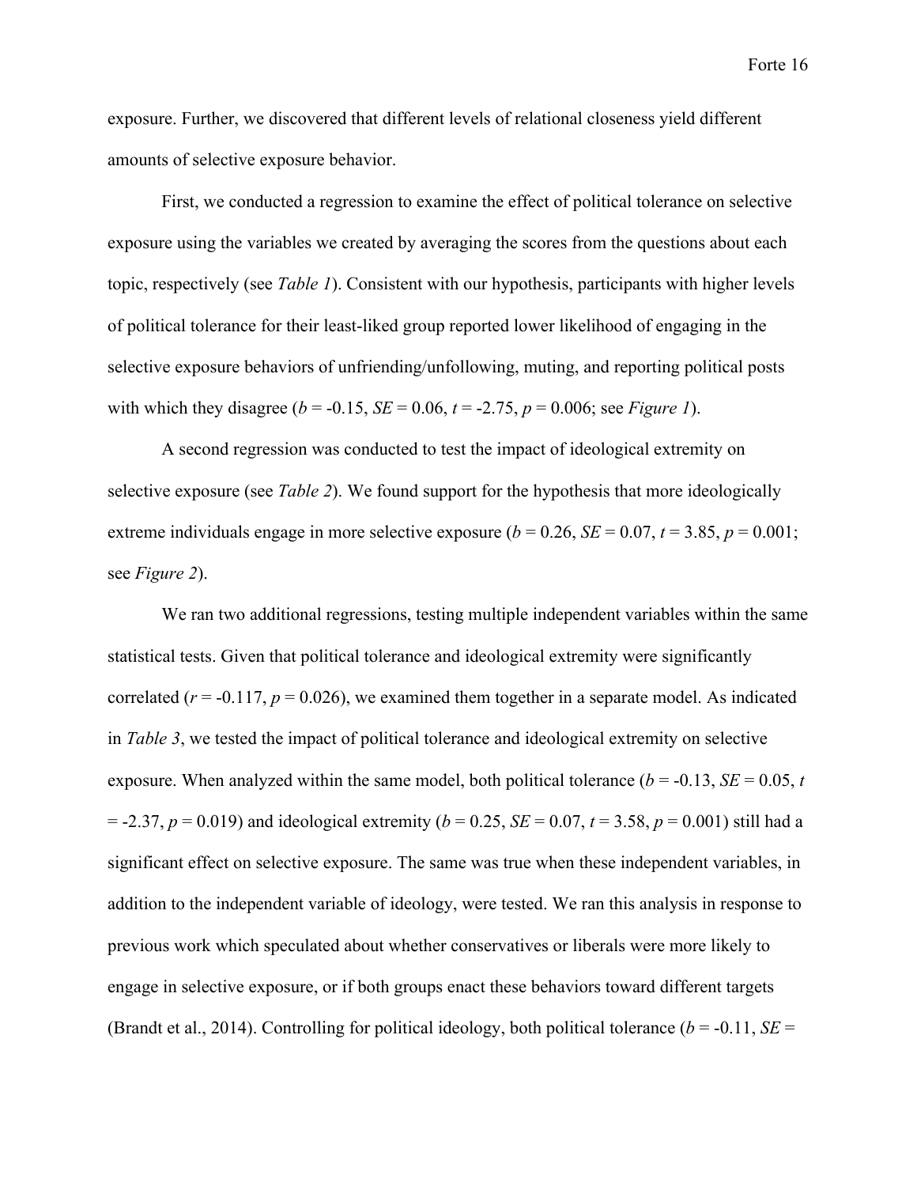exposure. Further, we discovered that different levels of relational closeness yield different amounts of selective exposure behavior.

First, we conducted a regression to examine the effect of political tolerance on selective exposure using the variables we created by averaging the scores from the questions about each topic, respectively (see *Table 1*). Consistent with our hypothesis, participants with higher levels of political tolerance for their least-liked group reported lower likelihood of engaging in the selective exposure behaviors of unfriending/unfollowing, muting, and reporting political posts with which they disagree ($b = -0.15$, $SE = 0.06$, $t = -2.75$, $p = 0.006$; see *Figure 1*).

A second regression was conducted to test the impact of ideological extremity on selective exposure (see *Table 2*). We found support for the hypothesis that more ideologically extreme individuals engage in more selective exposure ($b = 0.26$, $SE = 0.07$, $t = 3.85$, $p = 0.001$; see *Figure 2*).

We ran two additional regressions, testing multiple independent variables within the same statistical tests. Given that political tolerance and ideological extremity were significantly correlated ($r = -0.117$, $p = 0.026$), we examined them together in a separate model. As indicated in *Table 3*, we tested the impact of political tolerance and ideological extremity on selective exposure. When analyzed within the same model, both political tolerance ($b = -0.13$, $SE = 0.05$, $t = -2.37$, $p = 0.019$) and ideological extremity ($b = 0.25$, $SE = 0.07$, $t = 3.58$, $p = 0.001$) still had a significant effect on selective exposure. The same was true when these independent variables, in addition to the independent variable of ideology, were tested. We ran this analysis in response to previous work which speculated about whether conservatives or liberals were more likely to engage in selective exposure, or if both groups enact these behaviors toward different targets (Brandt et al., 2014). Controlling for political ideology, both political tolerance ($b = -0.11$, $SE =$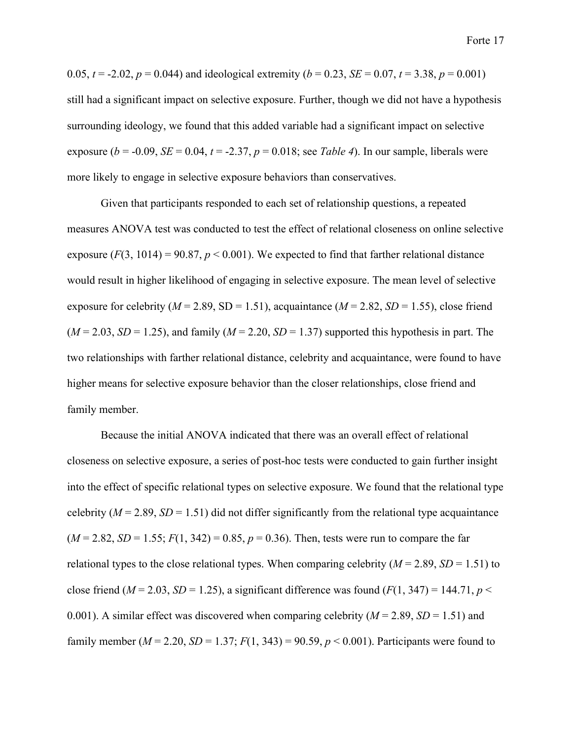0.05, $t = -2.02$, $p = 0.044$) and ideological extremity ($b = 0.23$, $SE = 0.07$, $t = 3.38$, $p = 0.001$) still had a significant impact on selective exposure. Further, though we did not have a hypothesis surrounding ideology, we found that this added variable had a significant impact on selective exposure ($b = -0.09$, $SE = 0.04$, $t = -2.37$, $p = 0.018$; see *Table 4*). In our sample, liberals were more likely to engage in selective exposure behaviors than conservatives.

Given that participants responded to each set of relationship questions, a repeated measures ANOVA test was conducted to test the effect of relational closeness on online selective exposure ($F(3, 1014) = 90.87$, $p < 0.001$). We expected to find that farther relational distance would result in higher likelihood of engaging in selective exposure. The mean level of selective exposure for celebrity ($M = 2.89$, SD = 1.51), acquaintance ($M = 2.82$, $SD = 1.55$), close friend ($M = 2.03$, $SD = 1.25$), and family ($M = 2.20$, $SD = 1.37$) supported this hypothesis in part. The two relationships with farther relational distance, celebrity and acquaintance, were found to have higher means for selective exposure behavior than the closer relationships, close friend and family member.

Because the initial ANOVA indicated that there was an overall effect of relational closeness on selective exposure, a series of post-hoc tests were conducted to gain further insight into the effect of specific relational types on selective exposure. We found that the relational type celebrity ($M = 2.89$, $SD = 1.51$) did not differ significantly from the relational type acquaintance ($M = 2.82$, $SD = 1.55$; $F(1, 342) = 0.85$, $p = 0.36$). Then, tests were run to compare the far relational types to the close relational types. When comparing celebrity ($M = 2.89$, $SD = 1.51$) to close friend ($M = 2.03$, $SD = 1.25$), a significant difference was found ($F(1, 347) = 144.71$, $p <$ 0.001). A similar effect was discovered when comparing celebrity ($M = 2.89$, $SD = 1.51$) and family member ($M = 2.20$, $SD = 1.37$; $F(1, 343) = 90.59$, $p < 0.001$). Participants were found to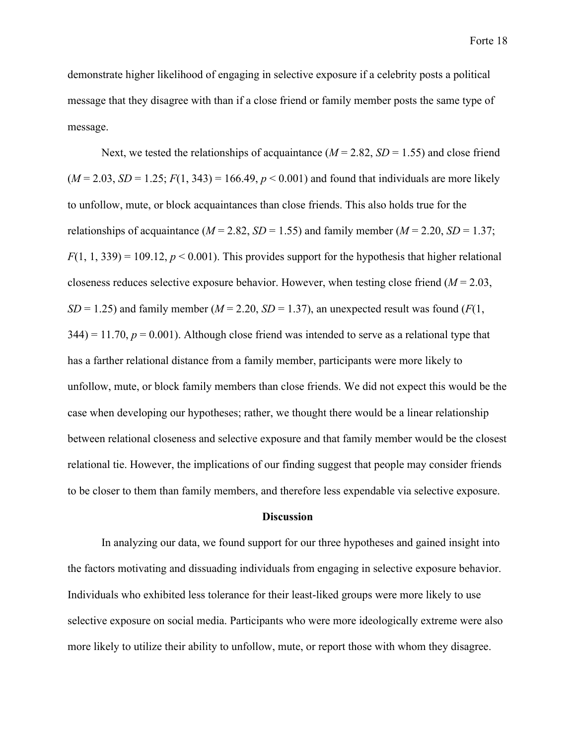demonstrate higher likelihood of engaging in selective exposure if a celebrity posts a political message that they disagree with than if a close friend or family member posts the same type of message.

Next, we tested the relationships of acquaintance ($M = 2.82$, $SD = 1.55$) and close friend ($M = 2.03$, $SD = 1.25$; $F(1, 343) = 166.49$, $p < 0.001$) and found that individuals are more likely to unfollow, mute, or block acquaintances than close friends. This also holds true for the relationships of acquaintance ($M = 2.82$, $SD = 1.55$) and family member ($M = 2.20$, $SD = 1.37$; $F(1, 1, 339) = 109.12$, $p < 0.001$). This provides support for the hypothesis that higher relational closeness reduces selective exposure behavior. However, when testing close friend ($M = 2.03$, $SD = 1.25$) and family member ($M = 2.20$, $SD = 1.37$), an unexpected result was found ($F(1, 344) = 11.70$, $p = 0.001$). Although close friend was intended to serve as a relational type that has a farther relational distance from a family member, participants were more likely to unfollow, mute, or block family members than close friends. We did not expect this would be the case when developing our hypotheses; rather, we thought there would be a linear relationship between relational closeness and selective exposure and that family member would be the closest relational tie. However, the implications of our finding suggest that people may consider friends to be closer to them than family members, and therefore less expendable via selective exposure.

## Discussion

In analyzing our data, we found support for our three hypotheses and gained insight into the factors motivating and dissuading individuals from engaging in selective exposure behavior. Individuals who exhibited less tolerance for their least-liked groups were more likely to use selective exposure on social media. Participants who were more ideologically extreme were also more likely to utilize their ability to unfollow, mute, or report those with whom they disagree.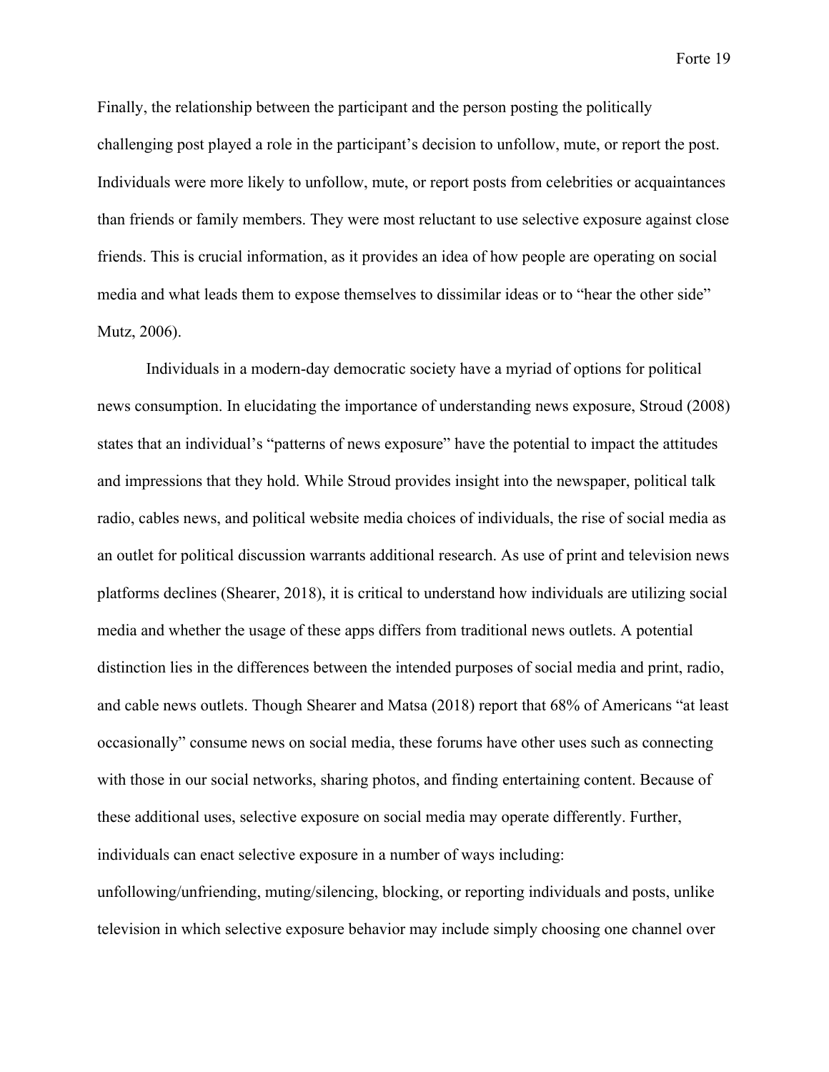Finally, the relationship between the participant and the person posting the politically challenging post played a role in the participant's decision to unfollow, mute, or report the post. Individuals were more likely to unfollow, mute, or report posts from celebrities or acquaintances than friends or family members. They were most reluctant to use selective exposure against close friends. This is crucial information, as it provides an idea of how people are operating on social media and what leads them to expose themselves to dissimilar ideas or to "hear the other side" Mutz, 2006).

Individuals in a modern-day democratic society have a myriad of options for political news consumption. In elucidating the importance of understanding news exposure, Stroud (2008) states that an individual's "patterns of news exposure" have the potential to impact the attitudes and impressions that they hold. While Stroud provides insight into the newspaper, political talk radio, cables news, and political website media choices of individuals, the rise of social media as an outlet for political discussion warrants additional research. As use of print and television news platforms declines (Shearer, 2018), it is critical to understand how individuals are utilizing social media and whether the usage of these apps differs from traditional news outlets. A potential distinction lies in the differences between the intended purposes of social media and print, radio, and cable news outlets. Though Shearer and Matsa (2018) report that 68% of Americans "at least occasionally" consume news on social media, these forums have other uses such as connecting with those in our social networks, sharing photos, and finding entertaining content. Because of these additional uses, selective exposure on social media may operate differently. Further, individuals can enact selective exposure in a number of ways including: unfollowing/unfriending, muting/silencing, blocking, or reporting individuals and posts, unlike television in which selective exposure behavior may include simply choosing one channel over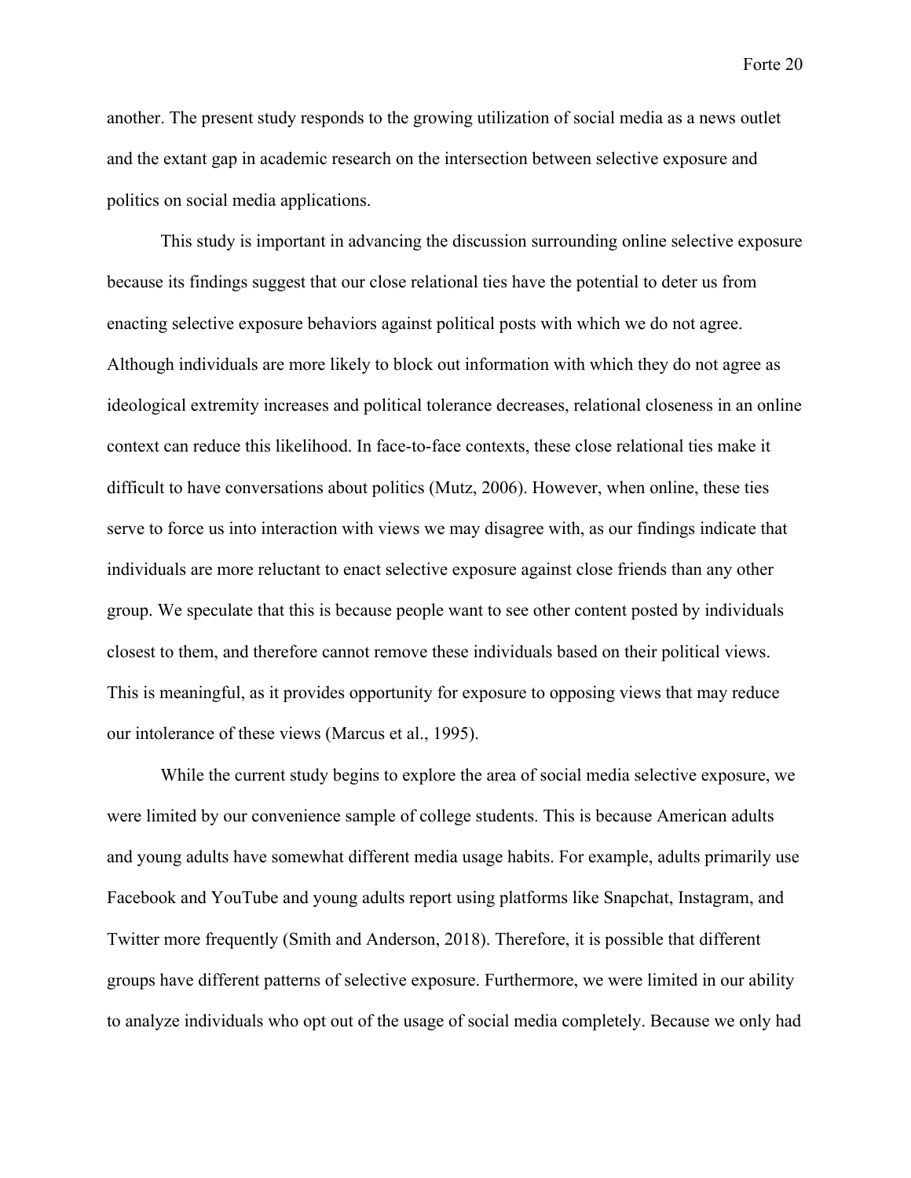another. The present study responds to the growing utilization of social media as a news outlet and the extant gap in academic research on the intersection between selective exposure and politics on social media applications.

This study is important in advancing the discussion surrounding online selective exposure because its findings suggest that our close relational ties have the potential to deter us from enacting selective exposure behaviors against political posts with which we do not agree. Although individuals are more likely to block out information with which they do not agree as ideological extremity increases and political tolerance decreases, relational closeness in an online context can reduce this likelihood. In face-to-face contexts, these close relational ties make it difficult to have conversations about politics (Mutz, 2006). However, when online, these ties serve to force us into interaction with views we may disagree with, as our findings indicate that individuals are more reluctant to enact selective exposure against close friends than any other group. We speculate that this is because people want to see other content posted by individuals closest to them, and therefore cannot remove these individuals based on their political views. This is meaningful, as it provides opportunity for exposure to opposing views that may reduce our intolerance of these views (Marcus et al., 1995).

While the current study begins to explore the area of social media selective exposure, we were limited by our convenience sample of college students. This is because American adults and young adults have somewhat different media usage habits. For example, adults primarily use Facebook and YouTube and young adults report using platforms like Snapchat, Instagram, and Twitter more frequently (Smith and Anderson, 2018). Therefore, it is possible that different groups have different patterns of selective exposure. Furthermore, we were limited in our ability to analyze individuals who opt out of the usage of social media completely. Because we only had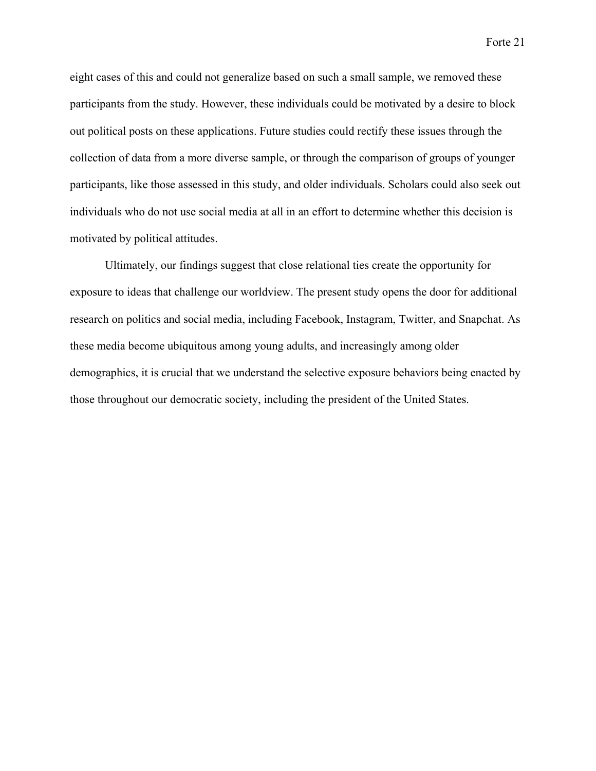eight cases of this and could not generalize based on such a small sample, we removed these participants from the study. However, these individuals could be motivated by a desire to block out political posts on these applications. Future studies could rectify these issues through the collection of data from a more diverse sample, or through the comparison of groups of younger participants, like those assessed in this study, and older individuals. Scholars could also seek out individuals who do not use social media at all in an effort to determine whether this decision is motivated by political attitudes.

Ultimately, our findings suggest that close relational ties create the opportunity for exposure to ideas that challenge our worldview. The present study opens the door for additional research on politics and social media, including Facebook, Instagram, Twitter, and Snapchat. As these media become ubiquitous among young adults, and increasingly among older demographics, it is crucial that we understand the selective exposure behaviors being enacted by those throughout our democratic society, including the president of the United States.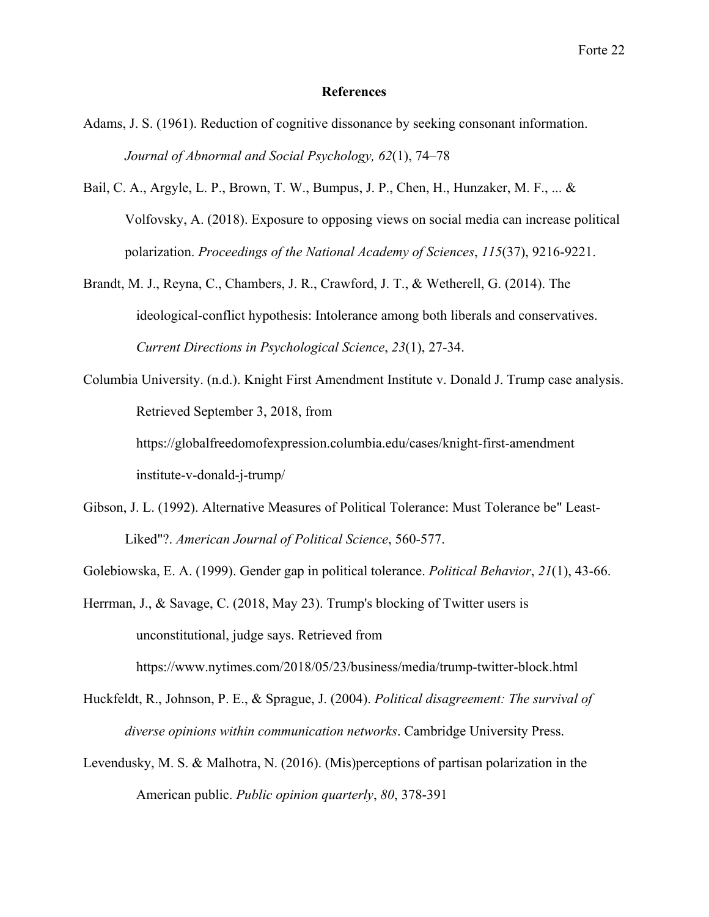## References

Adams, J. S. (1961). Reduction of cognitive dissonance by seeking consonant information. *Journal of Abnormal and Social Psychology, 62*(1), 74–78

Bail, C. A., Argyle, L. P., Brown, T. W., Bumpus, J. P., Chen, H., Hunzaker, M. F., ... & Volfovsky, A. (2018). Exposure to opposing views on social media can increase political polarization. *Proceedings of the National Academy of Sciences*, *115*(37), 9216-9221.

Brandt, M. J., Reyna, C., Chambers, J. R., Crawford, J. T., & Wetherell, G. (2014). The ideological-conflict hypothesis: Intolerance among both liberals and conservatives. *Current Directions in Psychological Science*, *23*(1), 27-34.

Columbia University. (n.d.). Knight First Amendment Institute v. Donald J. Trump case analysis. Retrieved September 3, 2018, from https://globalfreedomofexpression.columbia.edu/cases/knight-first-amendment institute-v-donald-j-trump/

Gibson, J. L. (1992). Alternative Measures of Political Tolerance: Must Tolerance be" Least-Liked"?. *American Journal of Political Science*, 560-577.

Golebiowska, E. A. (1999). Gender gap in political tolerance. *Political Behavior*, *21*(1), 43-66.

Herrman, J., & Savage, C. (2018, May 23). Trump's blocking of Twitter users is unconstitutional, judge says. Retrieved from https://www.nytimes.com/2018/05/23/business/media/trump-twitter-block.html

Huckfeldt, R., Johnson, P. E., & Sprague, J. (2004). *Political disagreement: The survival of diverse opinions within communication networks*. Cambridge University Press.

Levendusky, M. S. & Malhotra, N. (2016). (Mis)perceptions of partisan polarization in the American public. *Public opinion quarterly*, *80*, 378-391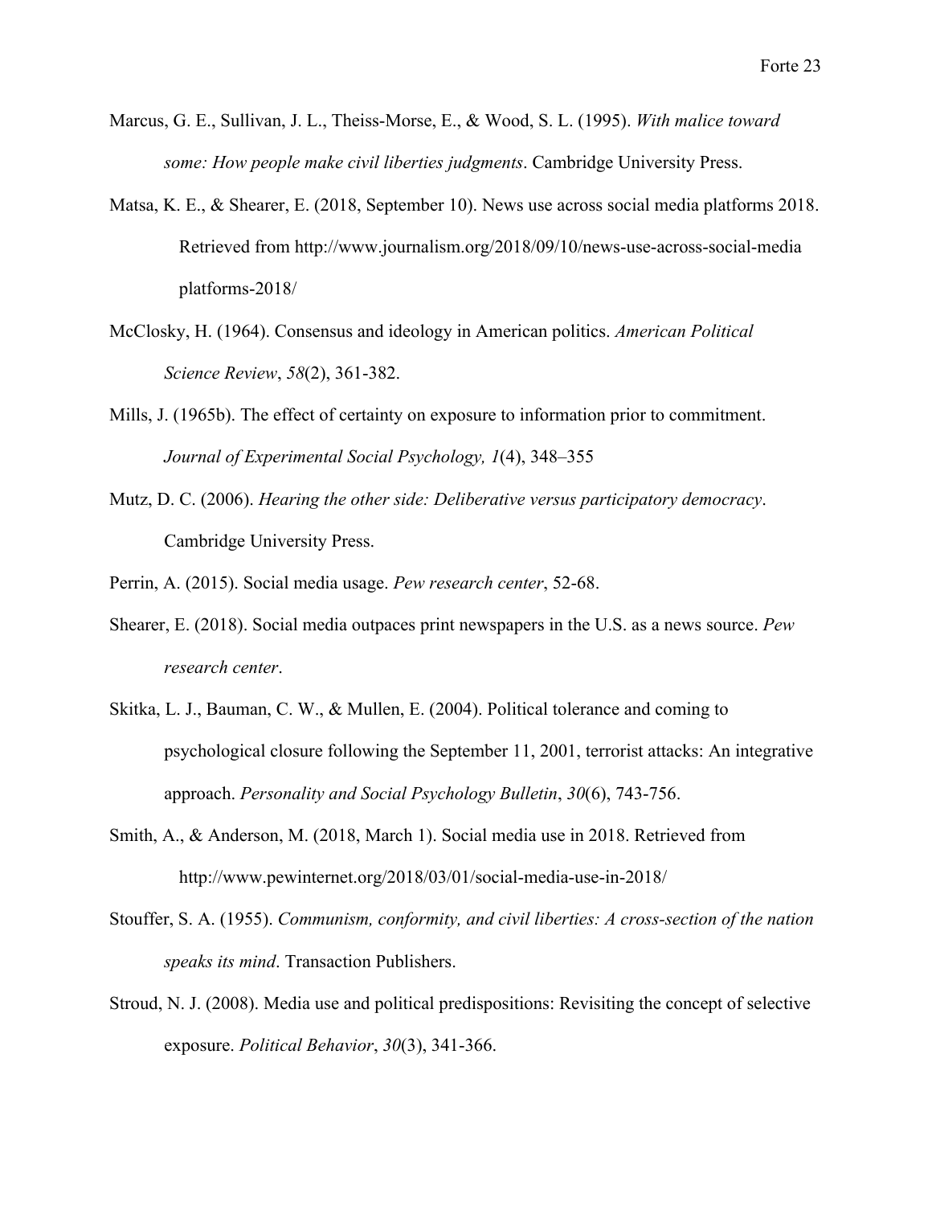Marcus, G. E., Sullivan, J. L., Theiss-Morse, E., & Wood, S. L. (1995). *With malice toward some: How people make civil liberties judgments*. Cambridge University Press.

Matsa, K. E., & Shearer, E. (2018, September 10). News use across social media platforms 2018. Retrieved from http://www.journalism.org/2018/09/10/news-use-across-social-media platforms-2018/

McClosky, H. (1964). Consensus and ideology in American politics. *American Political Science Review*, *58*(2), 361-382.

Mills, J. (1965b). The effect of certainty on exposure to information prior to commitment. *Journal of Experimental Social Psychology, 1*(4), 348–355

Mutz, D. C. (2006). *Hearing the other side: Deliberative versus participatory democracy*. Cambridge University Press.

Perrin, A. (2015). Social media usage. *Pew research center*, 52-68.

Shearer, E. (2018). Social media outpaces print newspapers in the U.S. as a news source. *Pew research center*.

Skitka, L. J., Bauman, C. W., & Mullen, E. (2004). Political tolerance and coming to psychological closure following the September 11, 2001, terrorist attacks: An integrative approach. *Personality and Social Psychology Bulletin*, *30*(6), 743-756.

Smith, A., & Anderson, M. (2018, March 1). Social media use in 2018. Retrieved from http://www.pewinternet.org/2018/03/01/social-media-use-in-2018/

Stouffer, S. A. (1955). *Communism, conformity, and civil liberties: A cross-section of the nation speaks its mind*. Transaction Publishers.

Stroud, N. J. (2008). Media use and political predispositions: Revisiting the concept of selective exposure. *Political Behavior*, *30*(3), 341-366.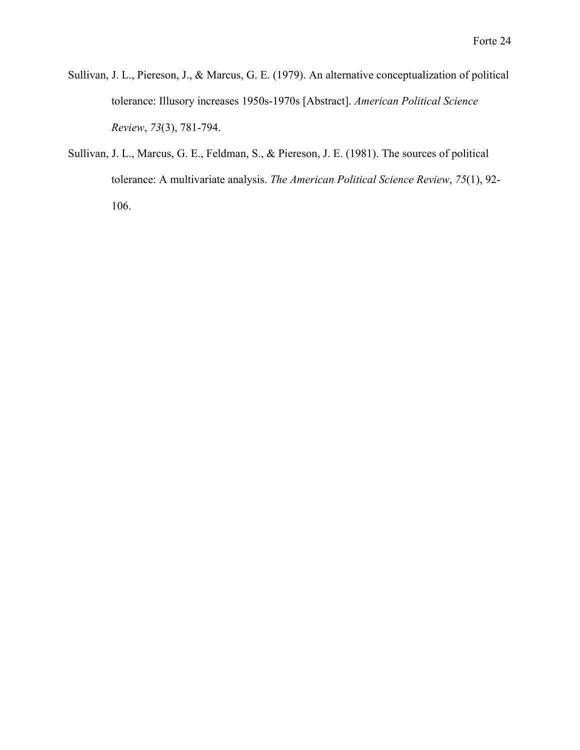Sullivan, J. L., Piereson, J., & Marcus, G. E. (1979). An alternative conceptualization of political tolerance: Illusory increases 1950s-1970s [Abstract]. *American Political Science Review*, *73*(3), 781-794.

Sullivan, J. L., Marcus, G. E., Feldman, S., & Piereson, J. E. (1981). The sources of political tolerance: A multivariate analysis. *The American Political Science Review*, *75*(1), 92-106.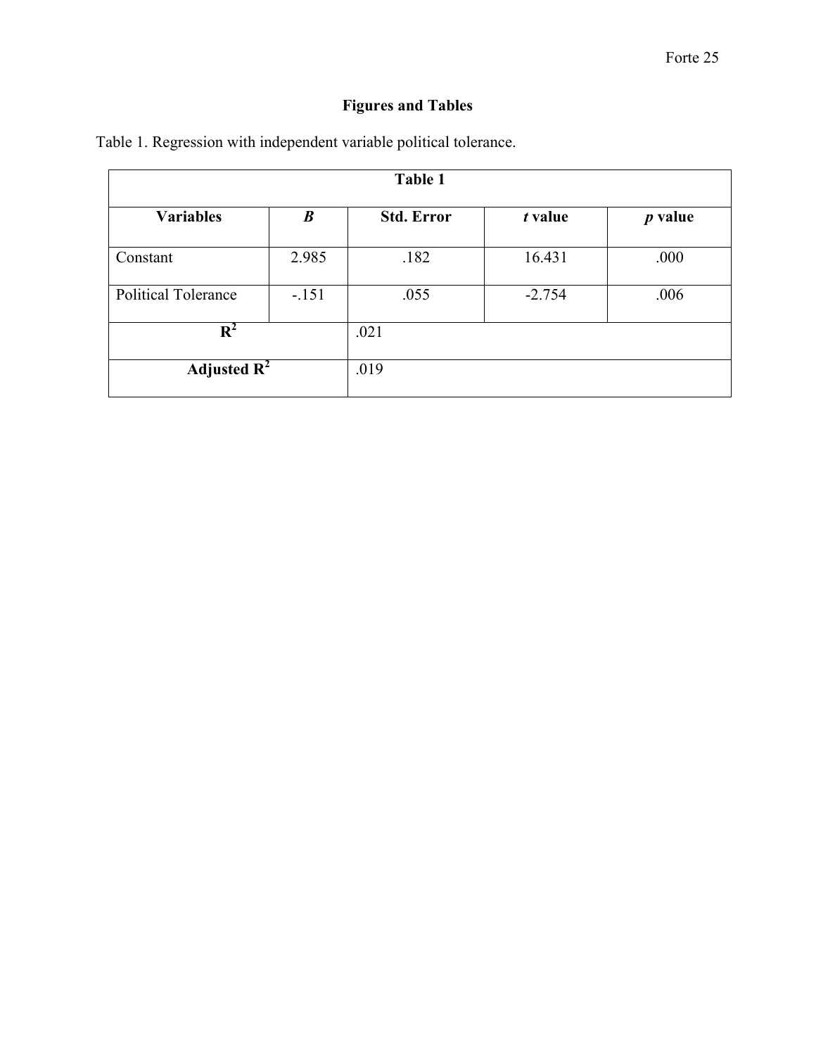## Figures and Tables

Table 1. Regression with independent variable political tolerance.

| **Table 1** | | | | |
|---|---|---|---|---|
| **Variables** | ***B*** | **Std. Error** | ***t* value** | ***p* value** |
| Constant | 2.985 | .182 | 16.431 | .000 |
| Political Tolerance | -.151 | .055 | -2.754 | .006 |
| $R^2$ | | .021 | | |
| Adjusted $R^2$ | | .019 | | |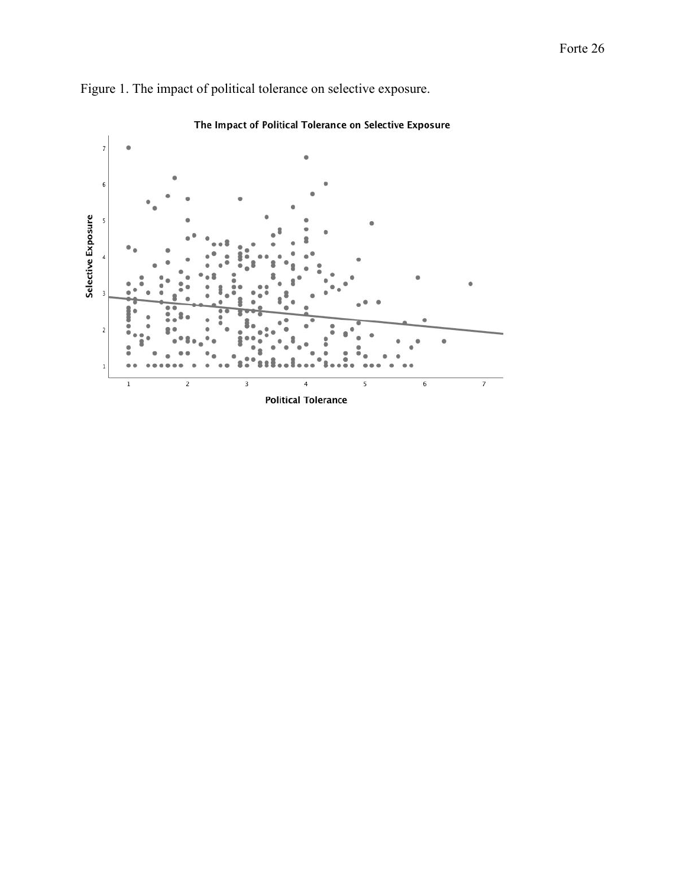Figure 1. The impact of political tolerance on selective exposure.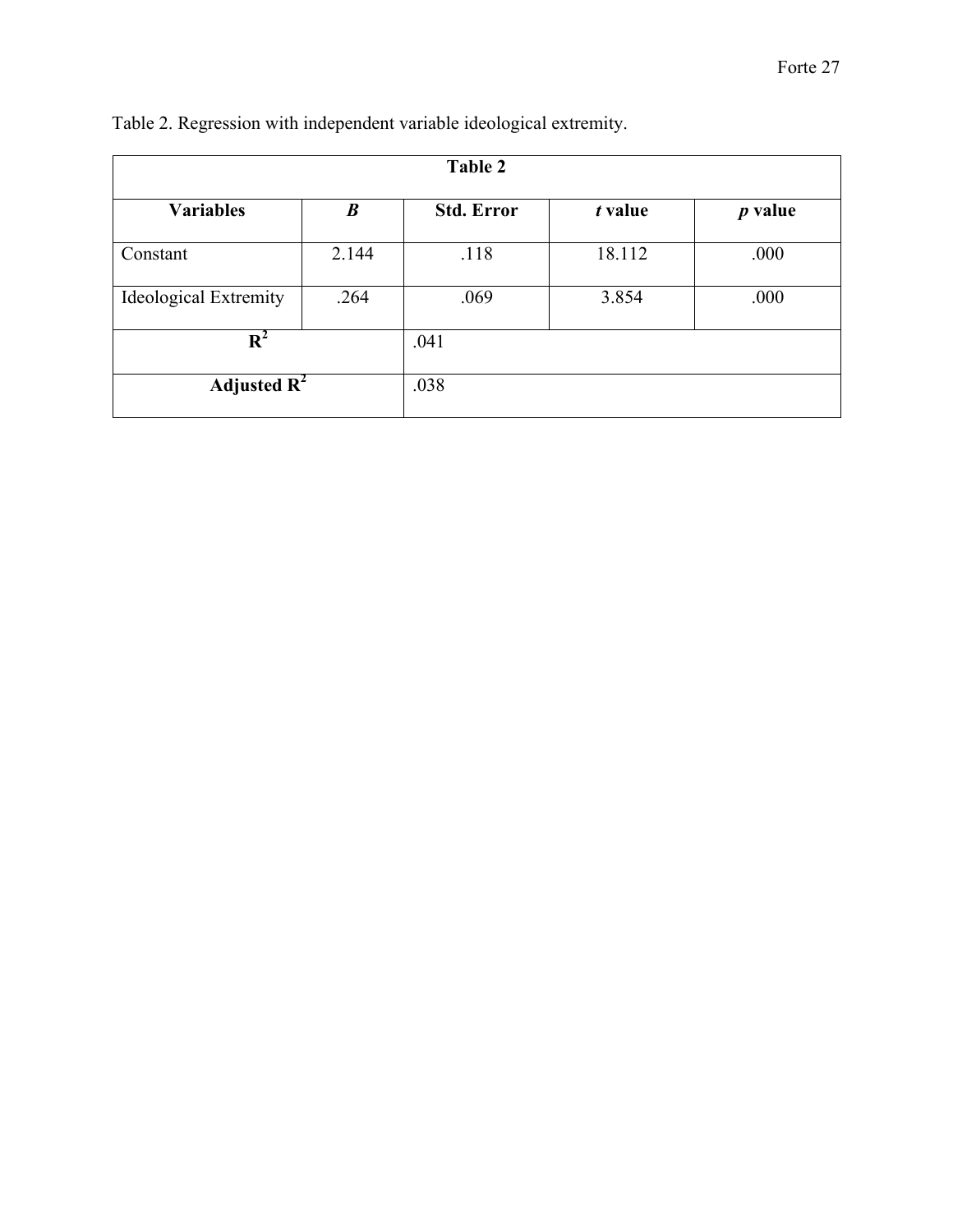Table 2. Regression with independent variable ideological extremity.

| **Table 2** | | | | |
|---|---|---|---|---|
| **Variables** | ***B*** | **Std. Error** | ***t* value** | ***p* value** |
| Constant | 2.144 | .118 | 18.112 | .000 |
| Ideological Extremity | .264 | .069 | 3.854 | .000 |
| **$R^2$** | | .041 | | |
| **Adjusted $R^2$** | | .038 | | |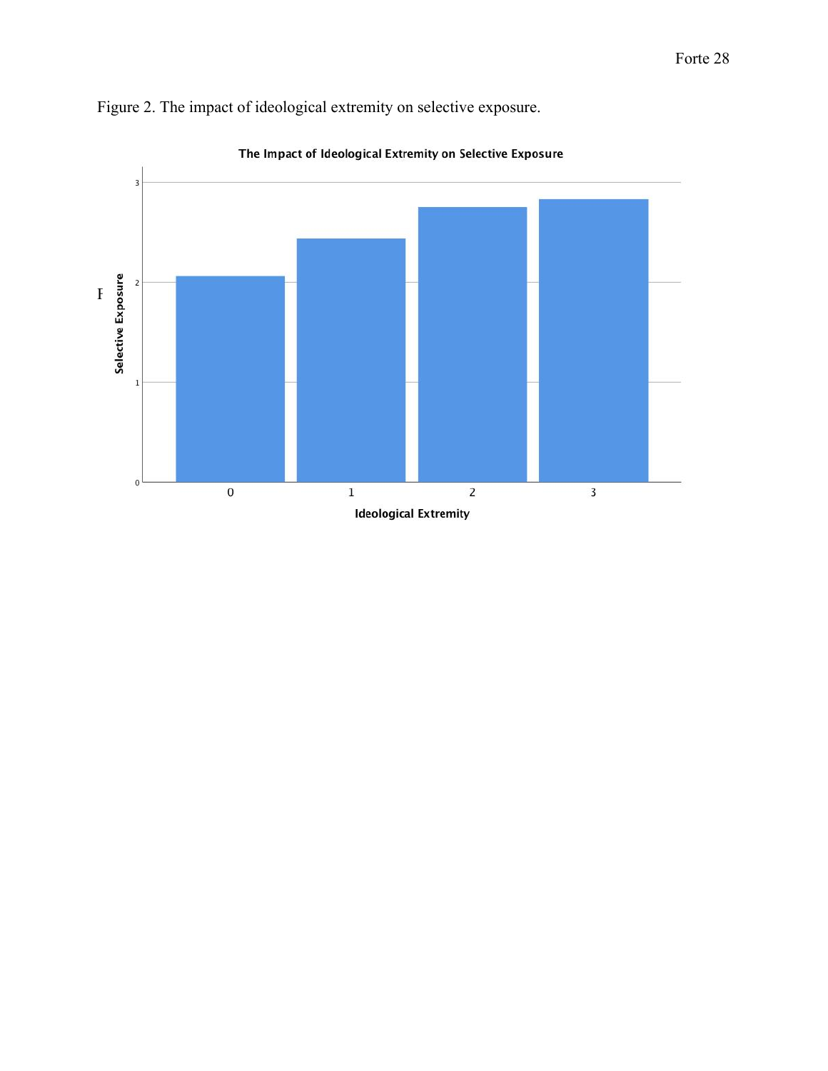Figure 2. The impact of ideological extremity on selective exposure.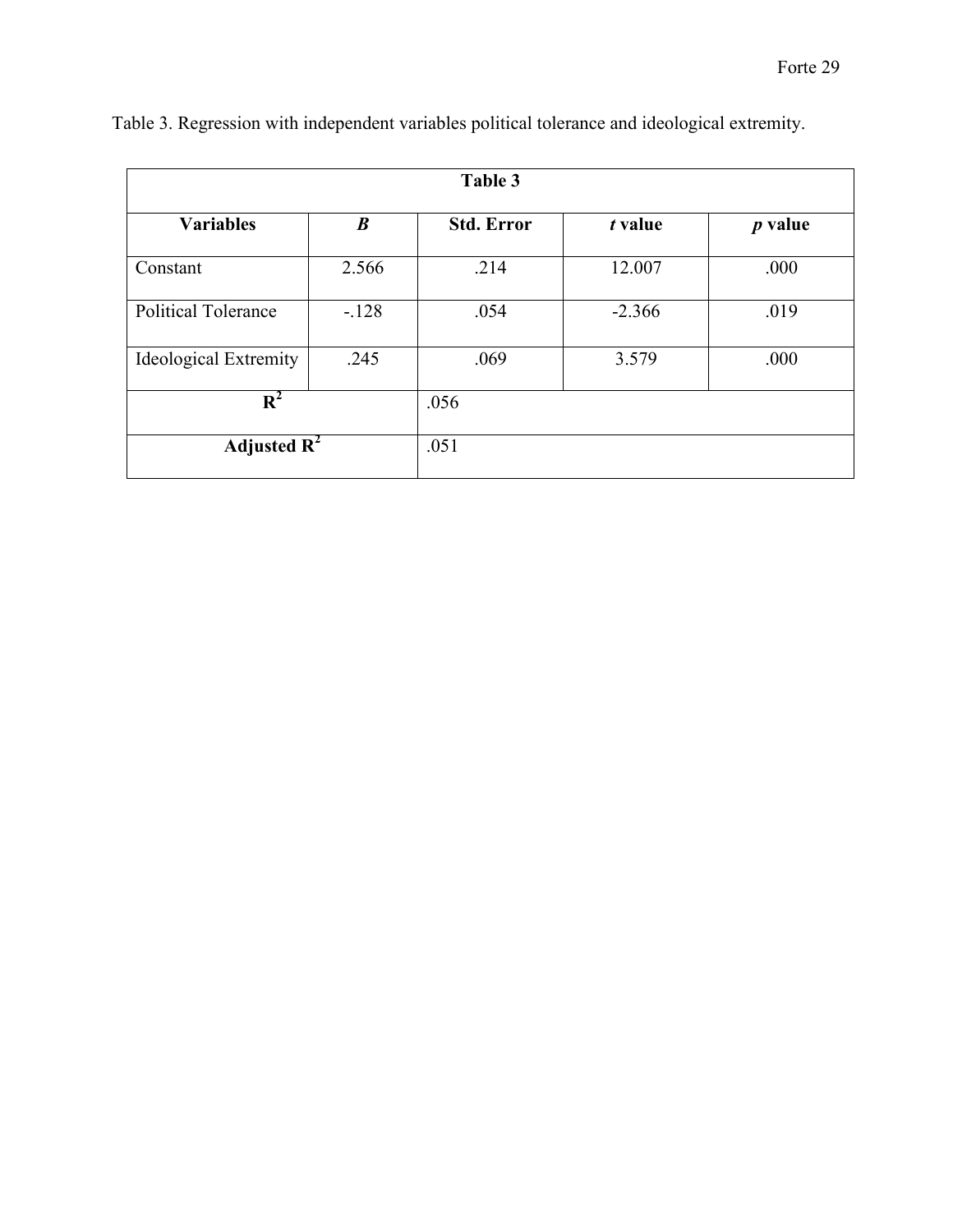Table 3. Regression with independent variables political tolerance and ideological extremity.

| Table 3 | | | | |
|---|---|---|---|---|
| **Variables** | ***B*** | **Std. Error** | ***t* value** | ***p* value** |
| Constant | 2.566 | .214 | 12.007 | .000 |
| Political Tolerance | -.128 | .054 | -2.366 | .019 |
| Ideological Extremity | .245 | .069 | 3.579 | .000 |
| **$R^2$** | | .056 | | |
| **Adjusted $R^2$** | | .051 | | |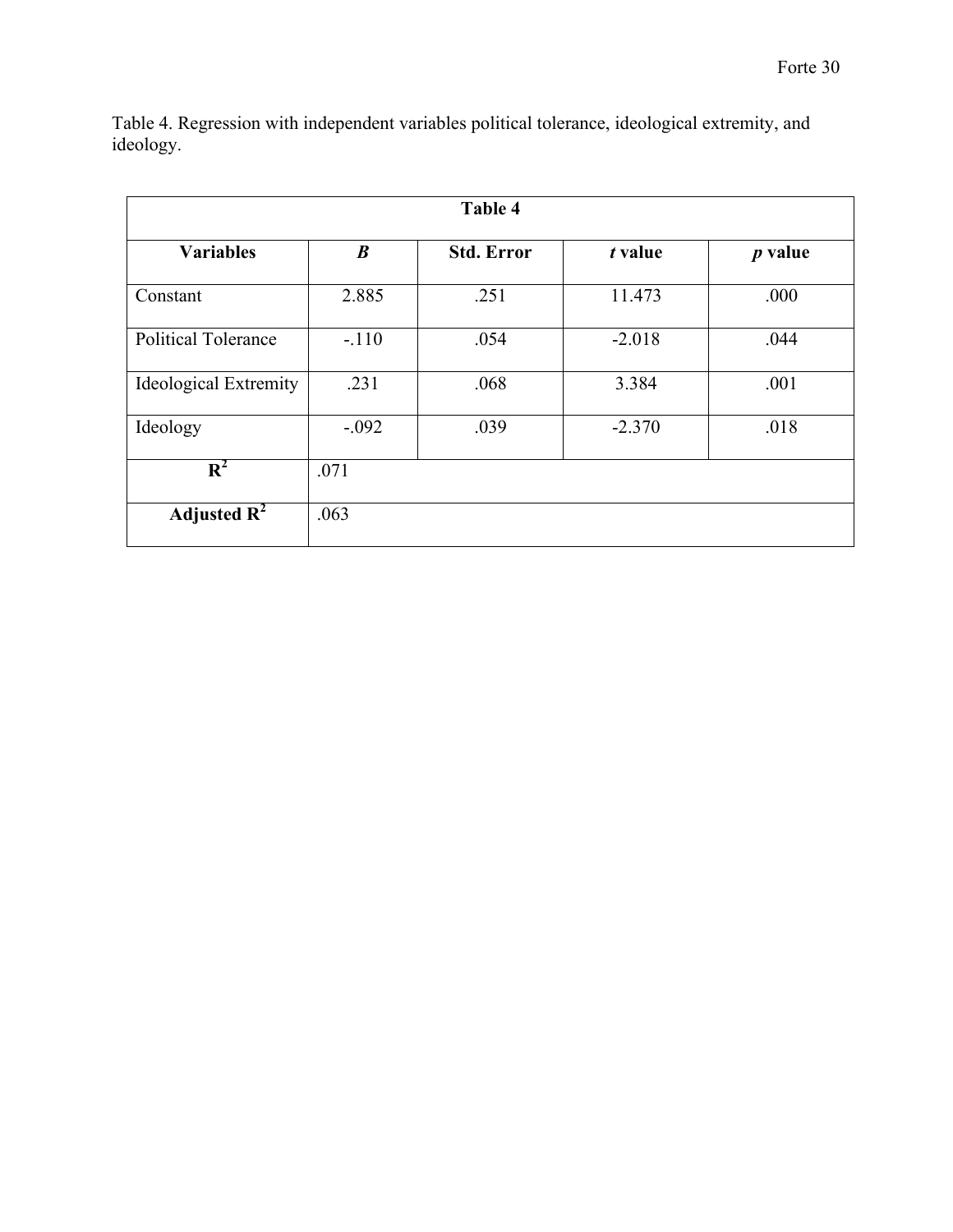Table 4. Regression with independent variables political tolerance, ideological extremity, and ideology.

| Table 4 | | | | |
|---|---|---|---|---|
| **Variables** | ***B*** | **Std. Error** | ***t* value** | ***p* value** |
| Constant | 2.885 | .251 | 11.473 | .000 |
| Political Tolerance | -.110 | .054 | -2.018 | .044 |
| Ideological Extremity | .231 | .068 | 3.384 | .001 |
| Ideology | -.092 | .039 | -2.370 | .018 |
| $\mathbf{R^2}$ | .071 | | | |
| **Adjusted $\mathbf{R^2}$** | .063 | | | |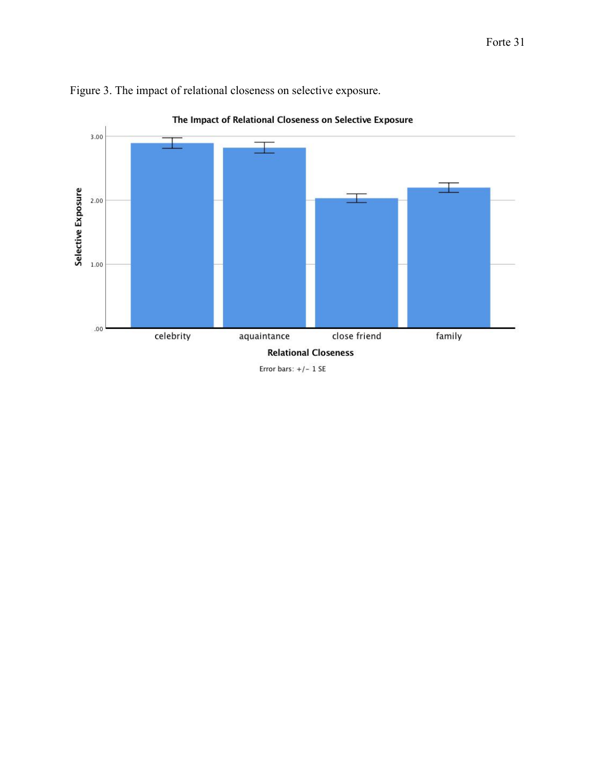Figure 3. The impact of relational closeness on selective exposure.

The Impact of Relational Closeness on Selective Exposure

Selective Exposure

3.00

2.00

1.00

.00

celebrity

aquaintance

close friend

family

Relational Closeness

Error bars: +/- 1 SE